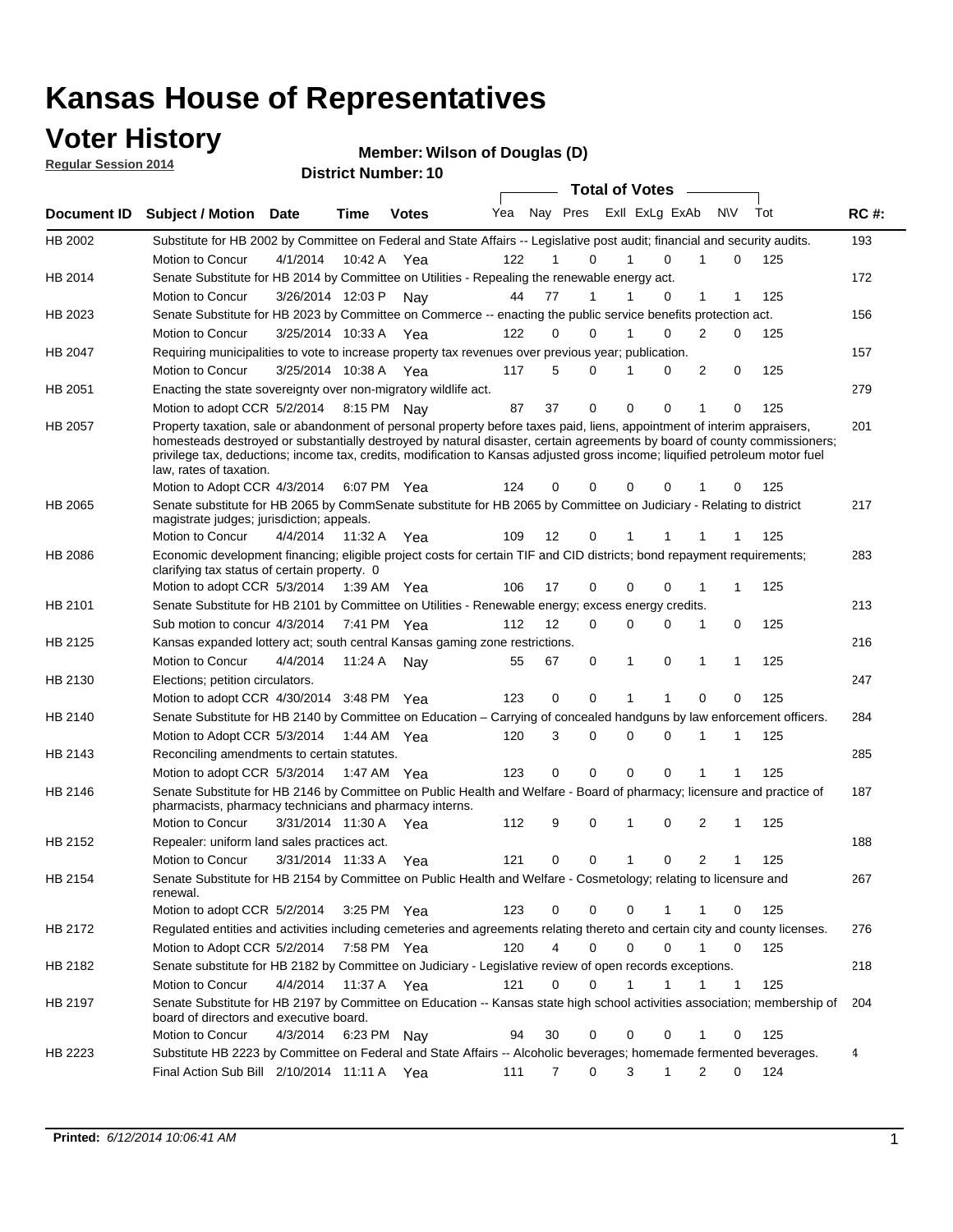# Kansas House of Representatives

## Voter History

**Regular Session 2014**

**Member: Wilson of Douglas (D)**

**District Number: 10**

| Document ID | Subject / Motion | Date | Time | Votes | Yea | Nay | Pres | ExII | ExLg | ExAb | N\V | Tot | RC #: |
|---|---|---|---|---|---|---|---|---|---|---|---|---|---|
| HB 2002 | Substitute for HB 2002 by Committee on Federal and State Affairs -- Legislative post audit; financial and security audits. | | | | | | | | | | | | 193 |
| | Motion to Concur | 4/1/2014 | 10:42 A | Yea | 122 | 1 | 0 | 1 | 0 | 1 | 0 | 125 | |
| HB 2014 | Senate Substitute for HB 2014 by Committee on Utilities - Repealing the renewable energy act. | | | | | | | | | | | | 172 |
| | Motion to Concur | 3/26/2014 | 12:03 P | Nay | 44 | 77 | 1 | 1 | 0 | 1 | 1 | 125 | |
| HB 2023 | Senate Substitute for HB 2023 by Committee on Commerce -- enacting the public service benefits protection act. | | | | | | | | | | | | 156 |
| | Motion to Concur | 3/25/2014 | 10:33 A | Yea | 122 | 0 | 0 | 1 | 0 | 2 | 0 | 125 | |
| HB 2047 | Requiring municipalities to vote to increase property tax revenues over previous year; publication. | | | | | | | | | | | | 157 |
| | Motion to Concur | 3/25/2014 | 10:38 A | Yea | 117 | 5 | 0 | 1 | 0 | 2 | 0 | 125 | |
| HB 2051 | Enacting the state sovereignty over non-migratory wildlife act. | | | | | | | | | | | | 279 |
| | Motion to adopt CCR | 5/2/2014 | 8:15 PM | Nay | 87 | 37 | 0 | 0 | 0 | 1 | 0 | 125 | |
| HB 2057 | Property taxation, sale or abandonment of personal property before taxes paid, liens, appointment of interim appraisers, homesteads destroyed or substantially destroyed by natural disaster, certain agreements by board of county commissioners; privilege tax, deductions; income tax, credits, modification to Kansas adjusted gross income; liquified petroleum motor fuel law, rates of taxation. | | | | | | | | | | | | 201 |
| | Motion to Adopt CCR | 4/3/2014 | 6:07 PM | Yea | 124 | 0 | 0 | 0 | 0 | 1 | 0 | 125 | |
| HB 2065 | Senate substitute for HB 2065 by CommSenate substitute for HB 2065 by Committee on Judiciary - Relating to district magistrate judges; jurisdiction; appeals. | | | | | | | | | | | | 217 |
| | Motion to Concur | 4/4/2014 | 11:32 A | Yea | 109 | 12 | 0 | 1 | 1 | 1 | 1 | 125 | |
| HB 2086 | Economic development financing; eligible project costs for certain TIF and CID districts; bond repayment requirements; clarifying tax status of certain property. 0 | | | | | | | | | | | | 283 |
| | Motion to adopt CCR | 5/3/2014 | 1:39 AM | Yea | 106 | 17 | 0 | 0 | 0 | 1 | 1 | 125 | |
| HB 2101 | Senate Substitute for HB 2101 by Committee on Utilities - Renewable energy; excess energy credits. | | | | | | | | | | | | 213 |
| | Sub motion to concur | 4/3/2014 | 7:41 PM | Yea | 112 | 12 | 0 | 0 | 0 | 1 | 0 | 125 | |
| HB 2125 | Kansas expanded lottery act; south central Kansas gaming zone restrictions. | | | | | | | | | | | | 216 |
| | Motion to Concur | 4/4/2014 | 11:24 A | Nay | 55 | 67 | 0 | 1 | 0 | 1 | 1 | 125 | |
| HB 2130 | Elections; petition circulators. | | | | | | | | | | | | 247 |
| | Motion to adopt CCR | 4/30/2014 | 3:48 PM | Yea | 123 | 0 | 0 | 1 | 1 | 0 | 0 | 125 | |
| HB 2140 | Senate Substitute for HB 2140 by Committee on Education – Carrying of concealed handguns by law enforcement officers. | | | | | | | | | | | | 284 |
| | Motion to Adopt CCR | 5/3/2014 | 1:44 AM | Yea | 120 | 3 | 0 | 0 | 0 | 1 | 1 | 125 | |
| HB 2143 | Reconciling amendments to certain statutes. | | | | | | | | | | | | 285 |
| | Motion to adopt CCR | 5/3/2014 | 1:47 AM | Yea | 123 | 0 | 0 | 0 | 0 | 1 | 1 | 125 | |
| HB 2146 | Senate Substitute for HB 2146 by Committee on Public Health and Welfare - Board of pharmacy; licensure and practice of pharmacists, pharmacy technicians and pharmacy interns. | | | | | | | | | | | | 187 |
| | Motion to Concur | 3/31/2014 | 11:30 A | Yea | 112 | 9 | 0 | 1 | 0 | 2 | 1 | 125 | |
| HB 2152 | Repealer: uniform land sales practices act. | | | | | | | | | | | | 188 |
| | Motion to Concur | 3/31/2014 | 11:33 A | Yea | 121 | 0 | 0 | 1 | 0 | 2 | 1 | 125 | |
| HB 2154 | Senate Substitute for HB 2154 by Committee on Public Health and Welfare - Cosmetology; relating to licensure and renewal. | | | | | | | | | | | | 267 |
| | Motion to adopt CCR | 5/2/2014 | 3:25 PM | Yea | 123 | 0 | 0 | 0 | 1 | 1 | 0 | 125 | |
| HB 2172 | Regulated entities and activities including cemeteries and agreements relating thereto and certain city and county licenses. | | | | | | | | | | | | 276 |
| | Motion to Adopt CCR | 5/2/2014 | 7:58 PM | Yea | 120 | 4 | 0 | 0 | 0 | 1 | 0 | 125 | |
| HB 2182 | Senate substitute for HB 2182 by Committee on Judiciary - Legislative review of open records exceptions. | | | | | | | | | | | | 218 |
| | Motion to Concur | 4/4/2014 | 11:37 A | Yea | 121 | 0 | 0 | 1 | 1 | 1 | 1 | 125 | |
| HB 2197 | Senate Substitute for HB 2197 by Committee on Education -- Kansas state high school activities association; membership of board of directors and executive board. | | | | | | | | | | | | 204 |
| | Motion to Concur | 4/3/2014 | 6:23 PM | Nay | 94 | 30 | 0 | 0 | 0 | 1 | 0 | 125 | |
| HB 2223 | Substitute HB 2223 by Committee on Federal and State Affairs -- Alcoholic beverages; homemade fermented beverages. | | | | | | | | | | | | 4 |
| | Final Action Sub Bill | 2/10/2014 | 11:11 A | Yea | 111 | 7 | 0 | 3 | 1 | 2 | 0 | 124 | |

**Printed:** *6/12/2014 10:06:41 AM*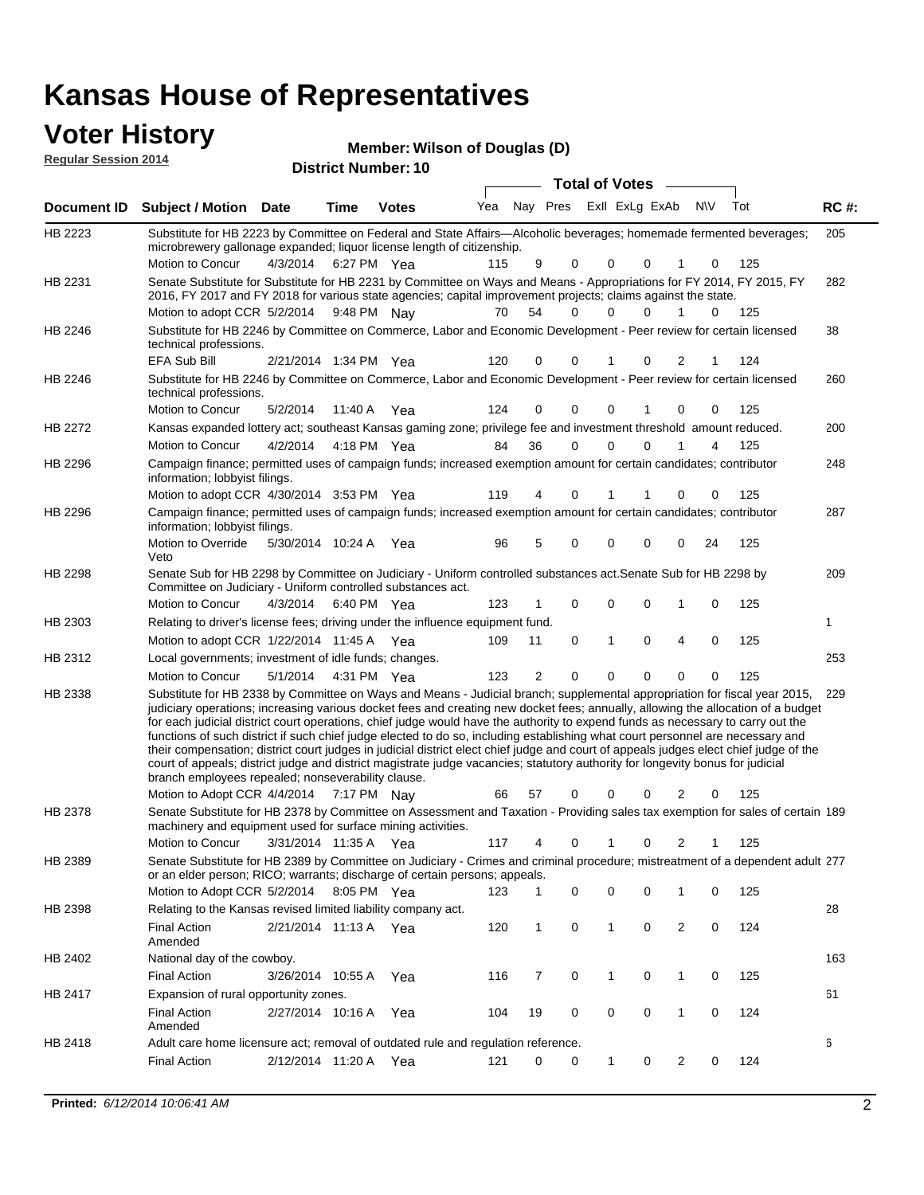# Kansas House of Representatives

## Voter History

**Regular Session 2014**

**Member: Wilson of Douglas (D)**

**District Number: 10**

| Document ID | Subject / Motion | Date | Time | Votes | Yea | Nay | Pres | ExII | ExLg | ExAb | N\V | Tot | RC #: |
|---|---|---|---|---|---|---|---|---|---|---|---|---|---|
| HB 2223 | Substitute for HB 2223 by Committee on Federal and State Affairs—Alcoholic beverages; homemade fermented beverages; microbrewery gallonage expanded; liquor license length of citizenship. | | | | | | | | | | | | 205 |
| | Motion to Concur | 4/3/2014 | 6:27 PM | Yea | 115 | 9 | 0 | 0 | 0 | 1 | 0 | 125 | |
| HB 2231 | Senate Substitute for Substitute for HB 2231 by Committee on Ways and Means - Appropriations for FY 2014, FY 2015, FY 2016, FY 2017 and FY 2018 for various state agencies; capital improvement projects; claims against the state. | | | | | | | | | | | | 282 |
| | Motion to adopt CCR | 5/2/2014 | 9:48 PM | Nay | 70 | 54 | 0 | 0 | 0 | 1 | 0 | 125 | |
| HB 2246 | Substitute for HB 2246 by Committee on Commerce, Labor and Economic Development - Peer review for certain licensed technical professions. | | | | | | | | | | | | 38 |
| | EFA Sub Bill | 2/21/2014 | 1:34 PM | Yea | 120 | 0 | 0 | 1 | 0 | 2 | 1 | 124 | |
| HB 2246 | Substitute for HB 2246 by Committee on Commerce, Labor and Economic Development - Peer review for certain licensed technical professions. | | | | | | | | | | | | 260 |
| | Motion to Concur | 5/2/2014 | 11:40 A | Yea | 124 | 0 | 0 | 0 | 1 | 0 | 0 | 125 | |
| HB 2272 | Kansas expanded lottery act; southeast Kansas gaming zone; privilege fee and investment threshold amount reduced. | | | | | | | | | | | | 200 |
| | Motion to Concur | 4/2/2014 | 4:18 PM | Yea | 84 | 36 | 0 | 0 | 0 | 1 | 4 | 125 | |
| HB 2296 | Campaign finance; permitted uses of campaign funds; increased exemption amount for certain candidates; contributor information; lobbyist filings. | | | | | | | | | | | | 248 |
| | Motion to adopt CCR | 4/30/2014 | 3:53 PM | Yea | 119 | 4 | 0 | 1 | 1 | 0 | 0 | 125 | |
| HB 2296 | Campaign finance; permitted uses of campaign funds; increased exemption amount for certain candidates; contributor information; lobbyist filings. | | | | | | | | | | | | 287 |
| | Motion to Override Veto | 5/30/2014 | 10:24 A | Yea | 96 | 5 | 0 | 0 | 0 | 0 | 24 | 125 | |
| HB 2298 | Senate Sub for HB 2298 by Committee on Judiciary - Uniform controlled substances act.Senate Sub for HB 2298 by Committee on Judiciary - Uniform controlled substances act. | | | | | | | | | | | | 209 |
| | Motion to Concur | 4/3/2014 | 6:40 PM | Yea | 123 | 1 | 0 | 0 | 0 | 1 | 0 | 125 | |
| HB 2303 | Relating to driver's license fees; driving under the influence equipment fund. | | | | | | | | | | | | 1 |
| | Motion to adopt CCR | 1/22/2014 | 11:45 A | Yea | 109 | 11 | 0 | 1 | 0 | 4 | 0 | 125 | |
| HB 2312 | Local governments; investment of idle funds; changes. | | | | | | | | | | | | 253 |
| | Motion to Concur | 5/1/2014 | 4:31 PM | Yea | 123 | 2 | 0 | 0 | 0 | 0 | 0 | 125 | |
| HB 2338 | Substitute for HB 2338 by Committee on Ways and Means - Judicial branch; supplemental appropriation for fiscal year 2015, judiciary operations; increasing various docket fees and creating new docket fees; annually, allowing the allocation of a budget for each judicial district court operations, chief judge would have the authority to expend funds as necessary to carry out the functions of such district if such chief judge elected to do so, including establishing what court personnel are necessary and their compensation; district court judges in judicial district elect chief judge and court of appeals judges elect chief judge of the court of appeals; district judge and district magistrate judge vacancies; statutory authority for longevity bonus for judicial branch employees repealed; nonseverability clause. | | | | | | | | | | | | 229 |
| | Motion to Adopt CCR | 4/4/2014 | 7:17 PM | Nay | 66 | 57 | 0 | 0 | 0 | 2 | 0 | 125 | |
| HB 2378 | Senate Substitute for HB 2378 by Committee on Assessment and Taxation - Providing sales tax exemption for sales of certain machinery and equipment used for surface mining activities. | | | | | | | | | | | | 189 |
| | Motion to Concur | 3/31/2014 | 11:35 A | Yea | 117 | 4 | 0 | 1 | 0 | 2 | 1 | 125 | |
| HB 2389 | Senate Substitute for HB 2389 by Committee on Judiciary - Crimes and criminal procedure; mistreatment of a dependent adult or an elder person; RICO; warrants; discharge of certain persons; appeals. | | | | | | | | | | | | 277 |
| | Motion to Adopt CCR | 5/2/2014 | 8:05 PM | Yea | 123 | 1 | 0 | 0 | 0 | 1 | 0 | 125 | |
| HB 2398 | Relating to the Kansas revised limited liability company act. | | | | | | | | | | | | 28 |
| | Final Action Amended | 2/21/2014 | 11:13 A | Yea | 120 | 1 | 0 | 1 | 0 | 2 | 0 | 124 | |
| HB 2402 | National day of the cowboy. | | | | | | | | | | | | 163 |
| | Final Action | 3/26/2014 | 10:55 A | Yea | 116 | 7 | 0 | 1 | 0 | 1 | 0 | 125 | |
| HB 2417 | Expansion of rural opportunity zones. | | | | | | | | | | | | 61 |
| | Final Action Amended | 2/27/2014 | 10:16 A | Yea | 104 | 19 | 0 | 0 | 0 | 1 | 0 | 124 | |
| HB 2418 | Adult care home licensure act; removal of outdated rule and regulation reference. | | | | | | | | | | | | 6 |
| | Final Action | 2/12/2014 | 11:20 A | Yea | 121 | 0 | 0 | 1 | 0 | 2 | 0 | 124 | |

**Printed:** *6/12/2014 10:06:41 AM*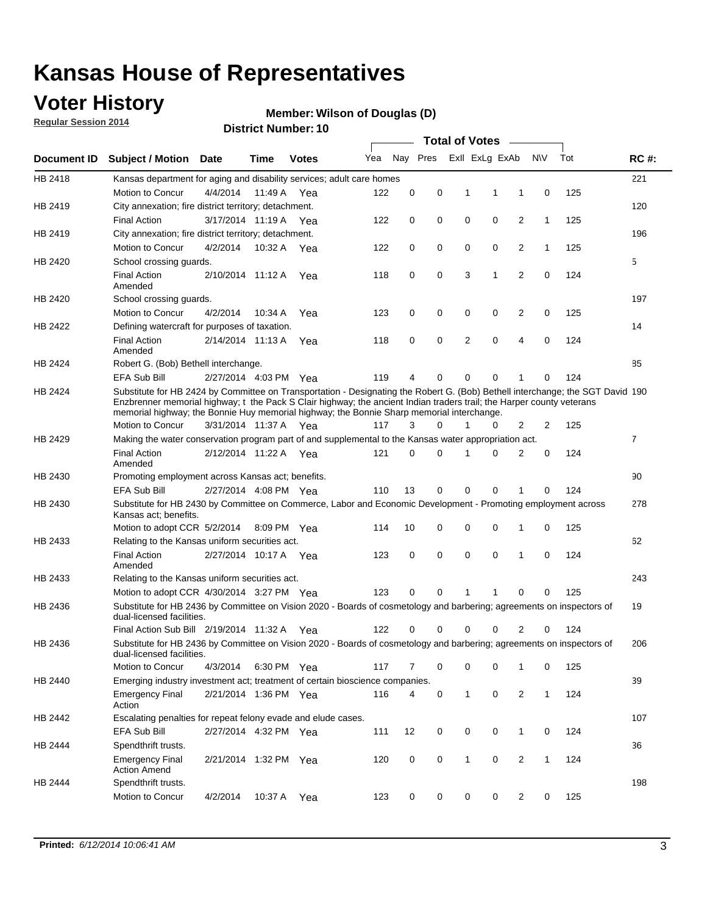# Kansas House of Representatives

## Voter History

**Regular Session 2014**

**Member: Wilson of Douglas (D)**

**District Number: 10**

| Document ID | Subject / Motion | Date | Time | Votes | Yea | Nay | Pres | ExlI | ExLg | ExAb | N\V | Tot | RC #: |
|---|---|---|---|---|---|---|---|---|---|---|---|---|---|
| HB 2418 | Kansas department for aging and disability services; adult care homes | | | | | | | | | | | | 221 |
| | Motion to Concur | 4/4/2014 | 11:49 A | Yea | 122 | 0 | 0 | 1 | 1 | 1 | 0 | 125 | |
| HB 2419 | City annexation; fire district territory; detachment. | | | | | | | | | | | | 120 |
| | Final Action | 3/17/2014 | 11:19 A | Yea | 122 | 0 | 0 | 0 | 0 | 2 | 1 | 125 | |
| HB 2419 | City annexation; fire district territory; detachment. | | | | | | | | | | | | 196 |
| | Motion to Concur | 4/2/2014 | 10:32 A | Yea | 122 | 0 | 0 | 0 | 0 | 2 | 1 | 125 | |
| HB 2420 | School crossing guards. | | | | | | | | | | | | 5 |
| | Final Action Amended | 2/10/2014 | 11:12 A | Yea | 118 | 0 | 0 | 3 | 1 | 2 | 0 | 124 | |
| HB 2420 | School crossing guards. | | | | | | | | | | | | 197 |
| | Motion to Concur | 4/2/2014 | 10:34 A | Yea | 123 | 0 | 0 | 0 | 0 | 2 | 0 | 125 | |
| HB 2422 | Defining watercraft for purposes of taxation. | | | | | | | | | | | | 14 |
| | Final Action Amended | 2/14/2014 | 11:13 A | Yea | 118 | 0 | 0 | 2 | 0 | 4 | 0 | 124 | |
| HB 2424 | Robert G. (Bob) Bethell interchange. | | | | | | | | | | | | 85 |
| | EFA Sub Bill | 2/27/2014 | 4:03 PM | Yea | 119 | 4 | 0 | 0 | 0 | 1 | 0 | 124 | |
| HB 2424 | Substitute for HB 2424 by Committee on Transportation - Designating the Robert G. (Bob) Bethell interchange; the SGT David Enzbrenner memorial highway; t the Pack S Clair highway; the ancient Indian traders trail; the Harper county veterans memorial highway; the Bonnie Huy memorial highway; the Bonnie Sharp memorial interchange. | | | | | | | | | | | | 190 |
| | Motion to Concur | 3/31/2014 | 11:37 A | Yea | 117 | 3 | 0 | 1 | 0 | 2 | 2 | 125 | |
| HB 2429 | Making the water conservation program part of and supplemental to the Kansas water appropriation act. | | | | | | | | | | | | 7 |
| | Final Action Amended | 2/12/2014 | 11:22 A | Yea | 121 | 0 | 0 | 1 | 0 | 2 | 0 | 124 | |
| HB 2430 | Promoting employment across Kansas act; benefits. | | | | | | | | | | | | 90 |
| | EFA Sub Bill | 2/27/2014 | 4:08 PM | Yea | 110 | 13 | 0 | 0 | 0 | 1 | 0 | 124 | |
| HB 2430 | Substitute for HB 2430 by Committee on Commerce, Labor and Economic Development - Promoting employment across Kansas act; benefits. | | | | | | | | | | | | 278 |
| | Motion to adopt CCR | 5/2/2014 | 8:09 PM | Yea | 114 | 10 | 0 | 0 | 0 | 1 | 0 | 125 | |
| HB 2433 | Relating to the Kansas uniform securities act. | | | | | | | | | | | | 62 |
| | Final Action Amended | 2/27/2014 | 10:17 A | Yea | 123 | 0 | 0 | 0 | 0 | 1 | 0 | 124 | |
| HB 2433 | Relating to the Kansas uniform securities act. | | | | | | | | | | | | 243 |
| | Motion to adopt CCR | 4/30/2014 | 3:27 PM | Yea | 123 | 0 | 0 | 1 | 1 | 0 | 0 | 125 | |
| HB 2436 | Substitute for HB 2436 by Committee on Vision 2020 - Boards of cosmetology and barbering; agreements on inspectors of dual-licensed facilities. | | | | | | | | | | | | 19 |
| | Final Action Sub Bill | 2/19/2014 | 11:32 A | Yea | 122 | 0 | 0 | 0 | 0 | 2 | 0 | 124 | |
| HB 2436 | Substitute for HB 2436 by Committee on Vision 2020 - Boards of cosmetology and barbering; agreements on inspectors of dual-licensed facilities. | | | | | | | | | | | | 206 |
| | Motion to Concur | 4/3/2014 | 6:30 PM | Yea | 117 | 7 | 0 | 0 | 0 | 1 | 0 | 125 | |
| HB 2440 | Emerging industry investment act; treatment of certain bioscience companies. | | | | | | | | | | | | 39 |
| | Emergency Final Action | 2/21/2014 | 1:36 PM | Yea | 116 | 4 | 0 | 1 | 0 | 2 | 1 | 124 | |
| HB 2442 | Escalating penalties for repeat felony evade and elude cases. | | | | | | | | | | | | 107 |
| | EFA Sub Bill | 2/27/2014 | 4:32 PM | Yea | 111 | 12 | 0 | 0 | 0 | 1 | 0 | 124 | |
| HB 2444 | Spendthrift trusts. | | | | | | | | | | | | 36 |
| | Emergency Final Action Amend | 2/21/2014 | 1:32 PM | Yea | 120 | 0 | 0 | 1 | 0 | 2 | 1 | 124 | |
| HB 2444 | Spendthrift trusts. | | | | | | | | | | | | 198 |
| | Motion to Concur | 4/2/2014 | 10:37 A | Yea | 123 | 0 | 0 | 0 | 0 | 2 | 0 | 125 | |

**Printed:** *6/12/2014 10:06:41 AM*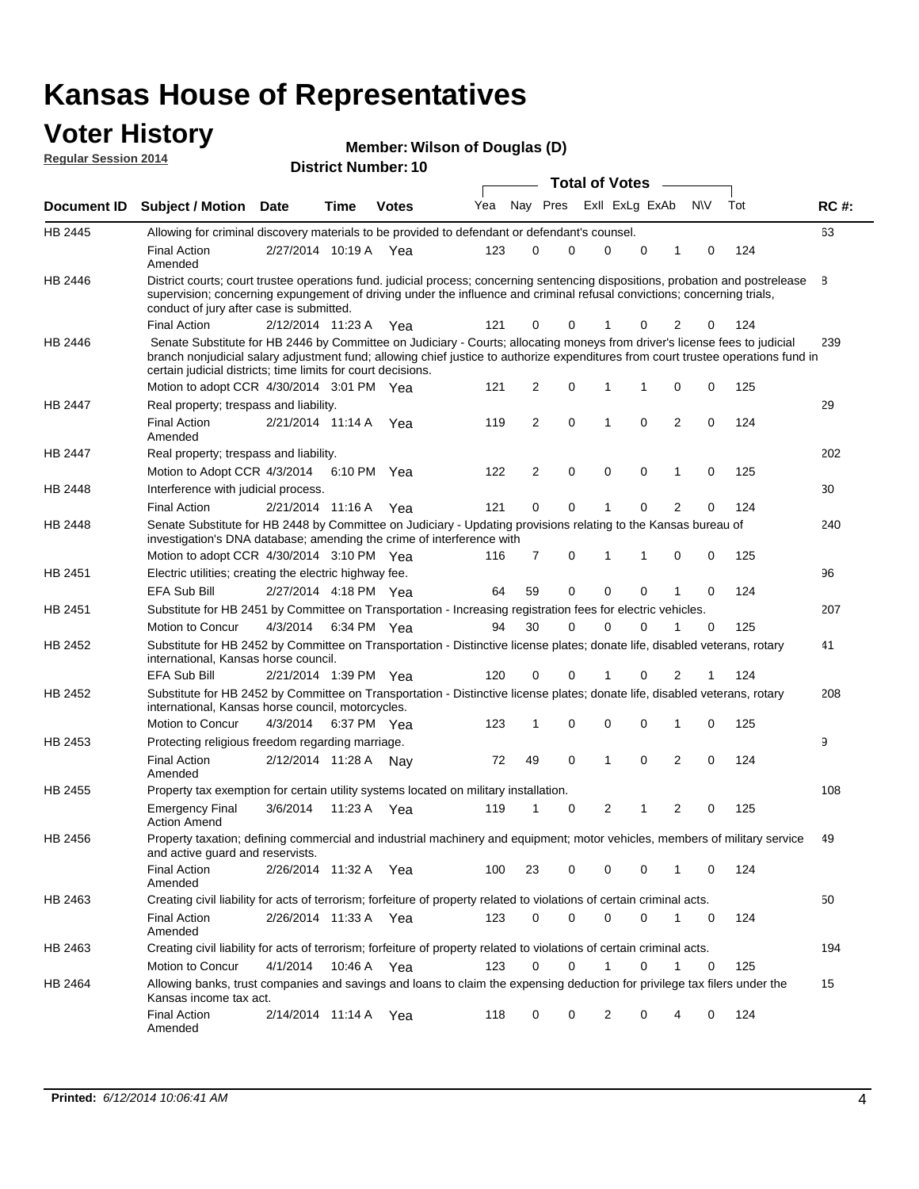# Kansas House of Representatives

## Voter History

**Regular Session 2014**

**Member: Wilson of Douglas (D)**

**District Number: 10**

| Document ID | Subject / Motion | Date | Time | Votes | Yea | Nay | Pres | ExII | ExLg | ExAb | N\V | Tot | RC #: |
|---|---|---|---|---|---|---|---|---|---|---|---|---|---|
| HB 2445 | Allowing for criminal discovery materials to be provided to defendant or defendant's counsel. | | | | | | | | | | | | 63 |
| | Final Action Amended | 2/27/2014 | 10:19 A | Yea | 123 | 0 | 0 | 0 | 0 | 1 | 0 | 124 | |
| HB 2446 | District courts; court trustee operations fund. judicial process; concerning sentencing dispositions, probation and postrelease supervision; concerning expungement of driving under the influence and criminal refusal convictions; concerning trials, conduct of jury after case is submitted. | | | | | | | | | | | | 8 |
| | Final Action | 2/12/2014 | 11:23 A | Yea | 121 | 0 | 0 | 1 | 0 | 2 | 0 | 124 | |
| HB 2446 | Senate Substitute for HB 2446 by Committee on Judiciary - Courts; allocating moneys from driver's license fees to judicial branch nonjudicial salary adjustment fund; allowing chief justice to authorize expenditures from court trustee operations fund in certain judicial districts; time limits for court decisions. | | | | | | | | | | | | 239 |
| | Motion to adopt CCR | 4/30/2014 | 3:01 PM | Yea | 121 | 2 | 0 | 1 | 1 | 0 | 0 | 125 | |
| HB 2447 | Real property; trespass and liability. | | | | | | | | | | | | 29 |
| | Final Action Amended | 2/21/2014 | 11:14 A | Yea | 119 | 2 | 0 | 1 | 0 | 2 | 0 | 124 | |
| HB 2447 | Real property; trespass and liability. | | | | | | | | | | | | 202 |
| | Motion to Adopt CCR | 4/3/2014 | 6:10 PM | Yea | 122 | 2 | 0 | 0 | 0 | 1 | 0 | 125 | |
| HB 2448 | Interference with judicial process. | | | | | | | | | | | | 30 |
| | Final Action | 2/21/2014 | 11:16 A | Yea | 121 | 0 | 0 | 1 | 0 | 2 | 0 | 124 | |
| HB 2448 | Senate Substitute for HB 2448 by Committee on Judiciary - Updating provisions relating to the Kansas bureau of investigation's DNA database; amending the crime of interference with | | | | | | | | | | | | 240 |
| | Motion to adopt CCR | 4/30/2014 | 3:10 PM | Yea | 116 | 7 | 0 | 1 | 1 | 0 | 0 | 125 | |
| HB 2451 | Electric utilities; creating the electric highway fee. | | | | | | | | | | | | 96 |
| | EFA Sub Bill | 2/27/2014 | 4:18 PM | Yea | 64 | 59 | 0 | 0 | 0 | 1 | 0 | 124 | |
| HB 2451 | Substitute for HB 2451 by Committee on Transportation - Increasing registration fees for electric vehicles. | | | | | | | | | | | | 207 |
| | Motion to Concur | 4/3/2014 | 6:34 PM | Yea | 94 | 30 | 0 | 0 | 0 | 1 | 0 | 125 | |
| HB 2452 | Substitute for HB 2452 by Committee on Transportation - Distinctive license plates; donate life, disabled veterans, rotary international, Kansas horse council. | | | | | | | | | | | | 41 |
| | EFA Sub Bill | 2/21/2014 | 1:39 PM | Yea | 120 | 0 | 0 | 1 | 0 | 2 | 1 | 124 | |
| HB 2452 | Substitute for HB 2452 by Committee on Transportation - Distinctive license plates; donate life, disabled veterans, rotary international, Kansas horse council, motorcycles. | | | | | | | | | | | | 208 |
| | Motion to Concur | 4/3/2014 | 6:37 PM | Yea | 123 | 1 | 0 | 0 | 0 | 1 | 0 | 125 | |
| HB 2453 | Protecting religious freedom regarding marriage. | | | | | | | | | | | | 9 |
| | Final Action Amended | 2/12/2014 | 11:28 A | Nay | 72 | 49 | 0 | 1 | 0 | 2 | 0 | 124 | |
| HB 2455 | Property tax exemption for certain utility systems located on military installation. | | | | | | | | | | | | 108 |
| | Emergency Final Action Amend | 3/6/2014 | 11:23 A | Yea | 119 | 1 | 0 | 2 | 1 | 2 | 0 | 125 | |
| HB 2456 | Property taxation; defining commercial and industrial machinery and equipment; motor vehicles, members of military service and active guard and reservists. | | | | | | | | | | | | 49 |
| | Final Action Amended | 2/26/2014 | 11:32 A | Yea | 100 | 23 | 0 | 0 | 0 | 1 | 0 | 124 | |
| HB 2463 | Creating civil liability for acts of terrorism; forfeiture of property related to violations of certain criminal acts. | | | | | | | | | | | | 50 |
| | Final Action Amended | 2/26/2014 | 11:33 A | Yea | 123 | 0 | 0 | 0 | 0 | 1 | 0 | 124 | |
| HB 2463 | Creating civil liability for acts of terrorism; forfeiture of property related to violations of certain criminal acts. | | | | | | | | | | | | 194 |
| | Motion to Concur | 4/1/2014 | 10:46 A | Yea | 123 | 0 | 0 | 1 | 0 | 1 | 0 | 125 | |
| HB 2464 | Allowing banks, trust companies and savings and loans to claim the expensing deduction for privilege tax filers under the Kansas income tax act. | | | | | | | | | | | | 15 |
| | Final Action Amended | 2/14/2014 | 11:14 A | Yea | 118 | 0 | 0 | 2 | 0 | 4 | 0 | 124 | |

**Printed:** *6/12/2014 10:06:41 AM*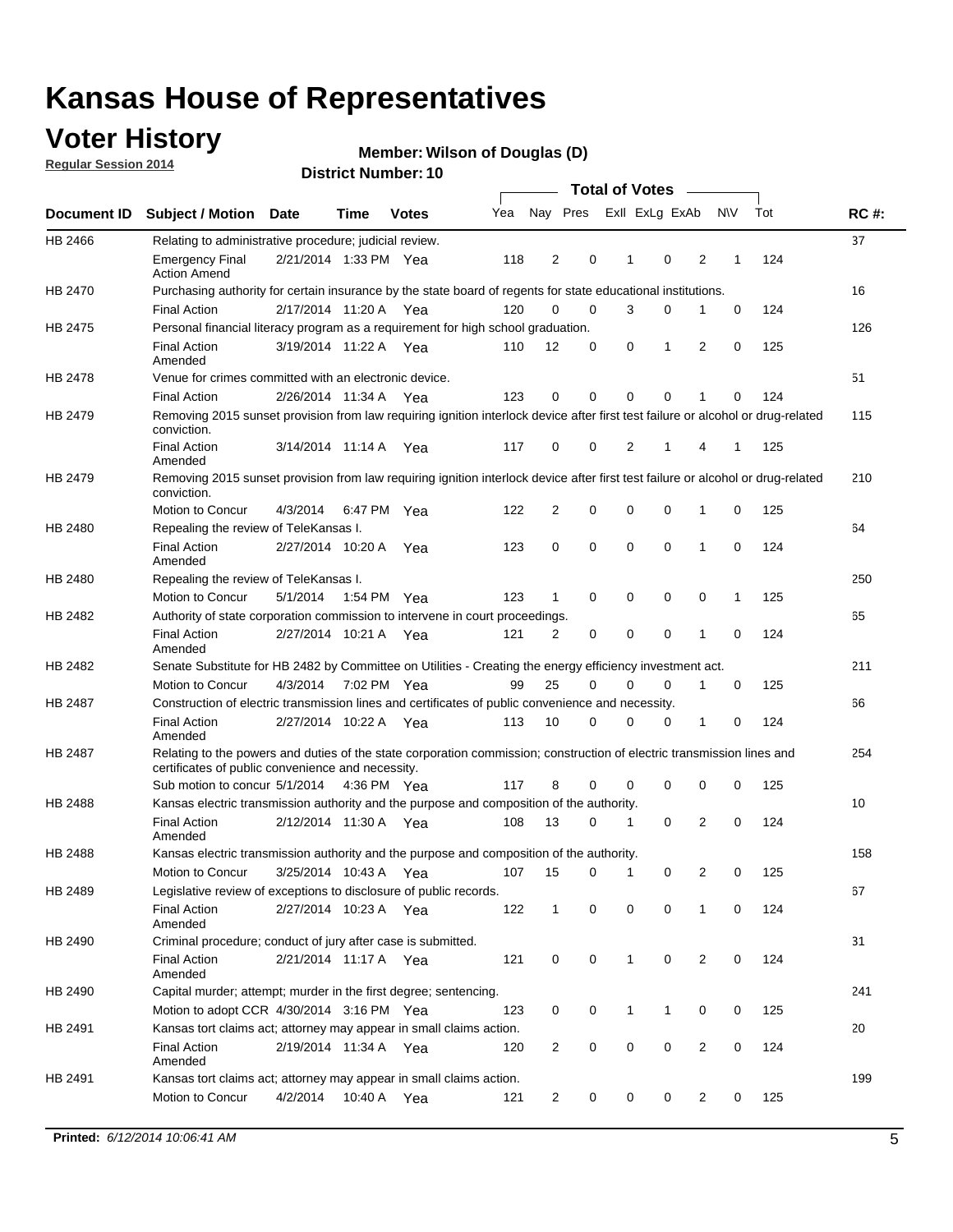# Kansas House of Representatives

## Voter History

**Regular Session 2014**

**Member: Wilson of Douglas (D)**

**District Number: 10**

| Document ID | Subject / Motion | Date | Time | Votes | Yea | Nay | Pres | ExII | ExLg | ExAb | N\V | Tot | RC #: |
|---|---|---|---|---|---|---|---|---|---|---|---|---|---|
| HB 2466 | Relating to administrative procedure; judicial review. | | | | | | | | | | | | 37 |
| | Emergency Final Action Amend | 2/21/2014 | 1:33 PM | Yea | 118 | 2 | 0 | 1 | 0 | 2 | 1 | 124 | |
| HB 2470 | Purchasing authority for certain insurance by the state board of regents for state educational institutions. | | | | | | | | | | | | 16 |
| | Final Action | 2/17/2014 | 11:20 A | Yea | 120 | 0 | 0 | 3 | 0 | 1 | 0 | 124 | |
| HB 2475 | Personal financial literacy program as a requirement for high school graduation. | | | | | | | | | | | | 126 |
| | Final Action Amended | 3/19/2014 | 11:22 A | Yea | 110 | 12 | 0 | 0 | 1 | 2 | 0 | 125 | |
| HB 2478 | Venue for crimes committed with an electronic device. | | | | | | | | | | | | 51 |
| | Final Action | 2/26/2014 | 11:34 A | Yea | 123 | 0 | 0 | 0 | 0 | 1 | 0 | 124 | |
| HB 2479 | Removing 2015 sunset provision from law requiring ignition interlock device after first test failure or alcohol or drug-related conviction. | | | | | | | | | | | | 115 |
| | Final Action Amended | 3/14/2014 | 11:14 A | Yea | 117 | 0 | 0 | 2 | 1 | 4 | 1 | 125 | |
| HB 2479 | Removing 2015 sunset provision from law requiring ignition interlock device after first test failure or alcohol or drug-related conviction. | | | | | | | | | | | | 210 |
| | Motion to Concur | 4/3/2014 | 6:47 PM | Yea | 122 | 2 | 0 | 0 | 0 | 1 | 0 | 125 | |
| HB 2480 | Repealing the review of TeleKansas I. | | | | | | | | | | | | 64 |
| | Final Action Amended | 2/27/2014 | 10:20 A | Yea | 123 | 0 | 0 | 0 | 0 | 1 | 0 | 124 | |
| HB 2480 | Repealing the review of TeleKansas I. | | | | | | | | | | | | 250 |
| | Motion to Concur | 5/1/2014 | 1:54 PM | Yea | 123 | 1 | 0 | 0 | 0 | 0 | 1 | 125 | |
| HB 2482 | Authority of state corporation commission to intervene in court proceedings. | | | | | | | | | | | | 65 |
| | Final Action Amended | 2/27/2014 | 10:21 A | Yea | 121 | 2 | 0 | 0 | 0 | 1 | 0 | 124 | |
| HB 2482 | Senate Substitute for HB 2482 by Committee on Utilities - Creating the energy efficiency investment act. | | | | | | | | | | | | 211 |
| | Motion to Concur | 4/3/2014 | 7:02 PM | Yea | 99 | 25 | 0 | 0 | 0 | 1 | 0 | 125 | |
| HB 2487 | Construction of electric transmission lines and certificates of public convenience and necessity. | | | | | | | | | | | | 66 |
| | Final Action Amended | 2/27/2014 | 10:22 A | Yea | 113 | 10 | 0 | 0 | 0 | 1 | 0 | 124 | |
| HB 2487 | Relating to the powers and duties of the state corporation commission; construction of electric transmission lines and certificates of public convenience and necessity. | | | | | | | | | | | | 254 |
| | Sub motion to concur | 5/1/2014 | 4:36 PM | Yea | 117 | 8 | 0 | 0 | 0 | 0 | 0 | 125 | |
| HB 2488 | Kansas electric transmission authority and the purpose and composition of the authority. | | | | | | | | | | | | 10 |
| | Final Action Amended | 2/12/2014 | 11:30 A | Yea | 108 | 13 | 0 | 1 | 0 | 2 | 0 | 124 | |
| HB 2488 | Kansas electric transmission authority and the purpose and composition of the authority. | | | | | | | | | | | | 158 |
| | Motion to Concur | 3/25/2014 | 10:43 A | Yea | 107 | 15 | 0 | 1 | 0 | 2 | 0 | 125 | |
| HB 2489 | Legislative review of exceptions to disclosure of public records. | | | | | | | | | | | | 67 |
| | Final Action Amended | 2/27/2014 | 10:23 A | Yea | 122 | 1 | 0 | 0 | 0 | 1 | 0 | 124 | |
| HB 2490 | Criminal procedure; conduct of jury after case is submitted. | | | | | | | | | | | | 31 |
| | Final Action Amended | 2/21/2014 | 11:17 A | Yea | 121 | 0 | 0 | 1 | 0 | 2 | 0 | 124 | |
| HB 2490 | Capital murder; attempt; murder in the first degree; sentencing. | | | | | | | | | | | | 241 |
| | Motion to adopt CCR | 4/30/2014 | 3:16 PM | Yea | 123 | 0 | 0 | 1 | 1 | 0 | 0 | 125 | |
| HB 2491 | Kansas tort claims act; attorney may appear in small claims action. | | | | | | | | | | | | 20 |
| | Final Action Amended | 2/19/2014 | 11:34 A | Yea | 120 | 2 | 0 | 0 | 0 | 2 | 0 | 124 | |
| HB 2491 | Kansas tort claims act; attorney may appear in small claims action. | | | | | | | | | | | | 199 |
| | Motion to Concur | 4/2/2014 | 10:40 A | Yea | 121 | 2 | 0 | 0 | 0 | 2 | 0 | 125 | |

**Printed:** *6/12/2014 10:06:41 AM*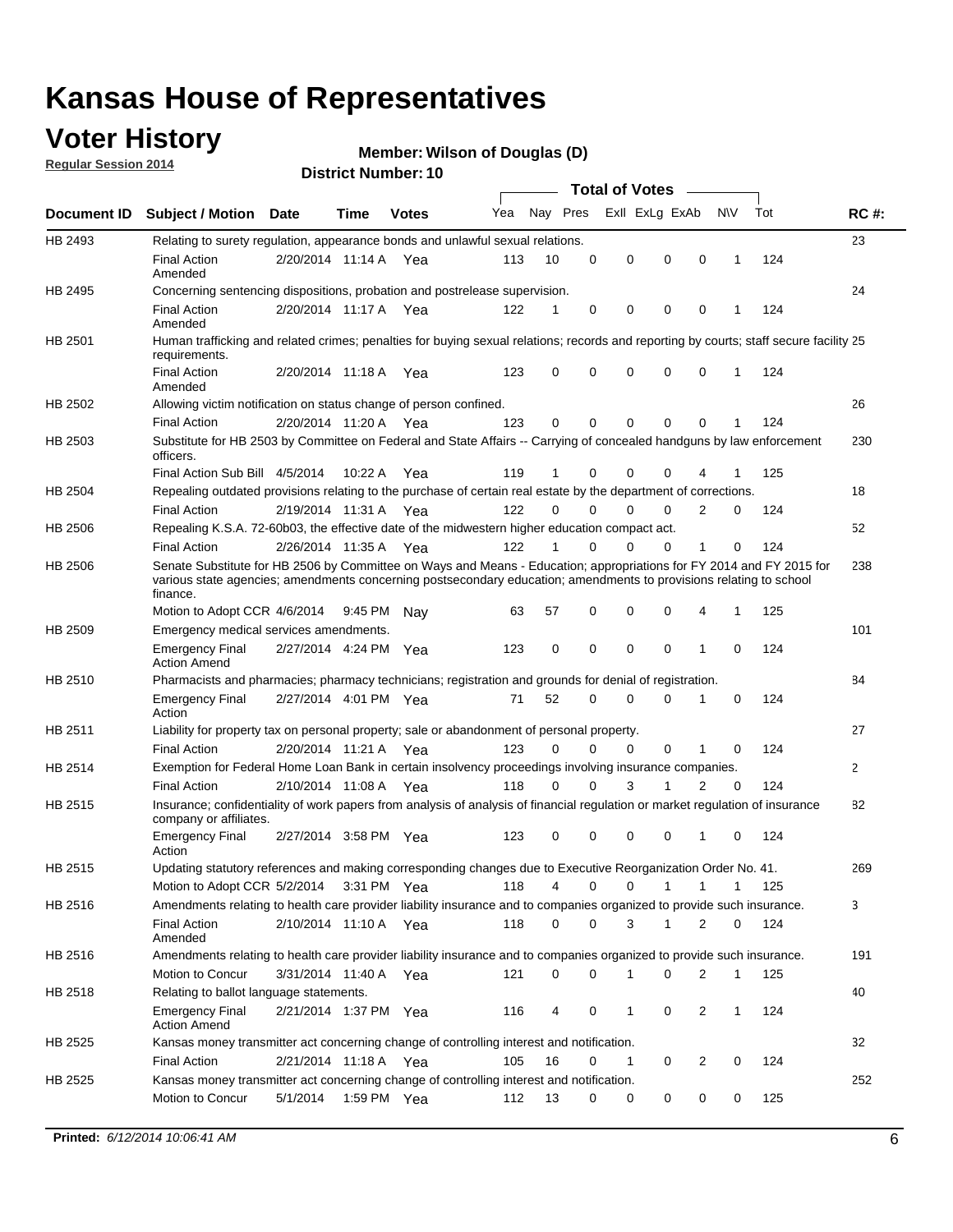# Kansas House of Representatives

## Voter History

**Regular Session 2014**

**Member: Wilson of Douglas (D)**

**District Number: 10**

| Document ID | Subject / Motion | Date | Time | Votes | Yea | Nay | Pres | ExII | ExLg | ExAb | N\V | Tot | RC #: |
|---|---|---|---|---|---|---|---|---|---|---|---|---|---|
| HB 2493 | Relating to surety regulation, appearance bonds and unlawful sexual relations. | | | | | | | | | | | | 23 |
| | Final Action Amended | 2/20/2014 | 11:14 A | Yea | 113 | 10 | 0 | 0 | 0 | 0 | 1 | 124 | |
| HB 2495 | Concerning sentencing dispositions, probation and postrelease supervision. | | | | | | | | | | | | 24 |
| | Final Action Amended | 2/20/2014 | 11:17 A | Yea | 122 | 1 | 0 | 0 | 0 | 0 | 1 | 124 | |
| HB 2501 | Human trafficking and related crimes; penalties for buying sexual relations; records and reporting by courts; staff secure facility requirements. | | | | | | | | | | | | 25 |
| | Final Action Amended | 2/20/2014 | 11:18 A | Yea | 123 | 0 | 0 | 0 | 0 | 0 | 1 | 124 | |
| HB 2502 | Allowing victim notification on status change of person confined. | | | | | | | | | | | | 26 |
| | Final Action | 2/20/2014 | 11:20 A | Yea | 123 | 0 | 0 | 0 | 0 | 0 | 1 | 124 | |
| HB 2503 | Substitute for HB 2503 by Committee on Federal and State Affairs -- Carrying of concealed handguns by law enforcement officers. | | | | | | | | | | | | 230 |
| | Final Action Sub Bill | 4/5/2014 | 10:22 A | Yea | 119 | 1 | 0 | 0 | 0 | 4 | 1 | 125 | |
| HB 2504 | Repealing outdated provisions relating to the purchase of certain real estate by the department of corrections. | | | | | | | | | | | | 18 |
| | Final Action | 2/19/2014 | 11:31 A | Yea | 122 | 0 | 0 | 0 | 0 | 2 | 0 | 124 | |
| HB 2506 | Repealing K.S.A. 72-60b03, the effective date of the midwestern higher education compact act. | | | | | | | | | | | | 52 |
| | Final Action | 2/26/2014 | 11:35 A | Yea | 122 | 1 | 0 | 0 | 0 | 1 | 0 | 124 | |
| HB 2506 | Senate Substitute for HB 2506 by Committee on Ways and Means - Education; appropriations for FY 2014 and FY 2015 for various state agencies; amendments concerning postsecondary education; amendments to provisions relating to school finance. | | | | | | | | | | | | 238 |
| | Motion to Adopt CCR | 4/6/2014 | 9:45 PM | Nay | 63 | 57 | 0 | 0 | 0 | 4 | 1 | 125 | |
| HB 2509 | Emergency medical services amendments. | | | | | | | | | | | | 101 |
| | Emergency Final Action Amend | 2/27/2014 | 4:24 PM | Yea | 123 | 0 | 0 | 0 | 0 | 1 | 0 | 124 | |
| HB 2510 | Pharmacists and pharmacies; pharmacy technicians; registration and grounds for denial of registration. | | | | | | | | | | | | 84 |
| | Emergency Final Action | 2/27/2014 | 4:01 PM | Yea | 71 | 52 | 0 | 0 | 0 | 1 | 0 | 124 | |
| HB 2511 | Liability for property tax on personal property; sale or abandonment of personal property. | | | | | | | | | | | | 27 |
| | Final Action | 2/20/2014 | 11:21 A | Yea | 123 | 0 | 0 | 0 | 0 | 1 | 0 | 124 | |
| HB 2514 | Exemption for Federal Home Loan Bank in certain insolvency proceedings involving insurance companies. | | | | | | | | | | | | 2 |
| | Final Action | 2/10/2014 | 11:08 A | Yea | 118 | 0 | 0 | 3 | 1 | 2 | 0 | 124 | |
| HB 2515 | Insurance; confidentiality of work papers from analysis of analysis of financial regulation or market regulation of insurance company or affiliates. | | | | | | | | | | | | 82 |
| | Emergency Final Action | 2/27/2014 | 3:58 PM | Yea | 123 | 0 | 0 | 0 | 0 | 1 | 0 | 124 | |
| HB 2515 | Updating statutory references and making corresponding changes due to Executive Reorganization Order No. 41. | | | | | | | | | | | | 269 |
| | Motion to Adopt CCR | 5/2/2014 | 3:31 PM | Yea | 118 | 4 | 0 | 0 | 1 | 1 | 1 | 125 | |
| HB 2516 | Amendments relating to health care provider liability insurance and to companies organized to provide such insurance. | | | | | | | | | | | | 3 |
| | Final Action Amended | 2/10/2014 | 11:10 A | Yea | 118 | 0 | 0 | 3 | 1 | 2 | 0 | 124 | |
| HB 2516 | Amendments relating to health care provider liability insurance and to companies organized to provide such insurance. | | | | | | | | | | | | 191 |
| | Motion to Concur | 3/31/2014 | 11:40 A | Yea | 121 | 0 | 0 | 1 | 0 | 2 | 1 | 125 | |
| HB 2518 | Relating to ballot language statements. | | | | | | | | | | | | 40 |
| | Emergency Final Action Amend | 2/21/2014 | 1:37 PM | Yea | 116 | 4 | 0 | 1 | 0 | 2 | 1 | 124 | |
| HB 2525 | Kansas money transmitter act concerning change of controlling interest and notification. | | | | | | | | | | | | 32 |
| | Final Action | 2/21/2014 | 11:18 A | Yea | 105 | 16 | 0 | 1 | 0 | 2 | 0 | 124 | |
| HB 2525 | Kansas money transmitter act concerning change of controlling interest and notification. | | | | | | | | | | | | 252 |
| | Motion to Concur | 5/1/2014 | 1:59 PM | Yea | 112 | 13 | 0 | 0 | 0 | 0 | 0 | 125 | |

**Printed:** *6/12/2014 10:06:41 AM*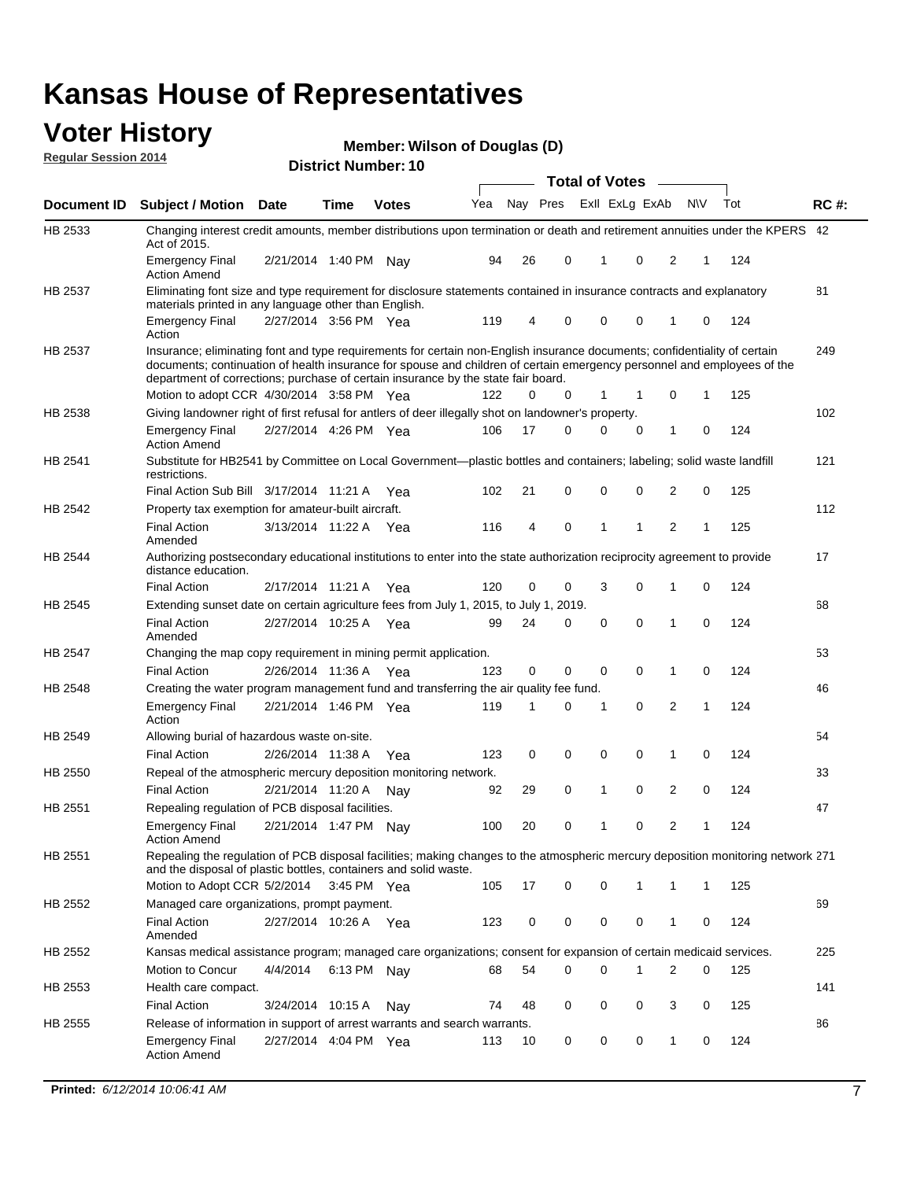# Kansas House of Representatives

## Voter History

**Regular Session 2014**

**Member: Wilson of Douglas (D)**

**District Number: 10**

| Document ID | Subject / Motion | Date | Time | Votes | Yea | Nay | Pres | ExII | ExLg | ExAb | N\V | Tot | RC #: |
|---|---|---|---|---|---|---|---|---|---|---|---|---|---|
| HB 2533 | Changing interest credit amounts, member distributions upon termination or death and retirement annuities under the KPERS Act of 2015. | | | | | | | | | | | | 42 |
| | Emergency Final Action Amend | 2/21/2014 | 1:40 PM | Nay | 94 | 26 | 0 | 1 | 0 | 2 | 1 | 124 | |
| HB 2537 | Eliminating font size and type requirement for disclosure statements contained in insurance contracts and explanatory materials printed in any language other than English. | | | | | | | | | | | | 81 |
| | Emergency Final Action | 2/27/2014 | 3:56 PM | Yea | 119 | 4 | 0 | 0 | 0 | 1 | 0 | 124 | |
| HB 2537 | Insurance; eliminating font and type requirements for certain non-English insurance documents; confidentiality of certain documents; continuation of health insurance for spouse and children of certain emergency personnel and employees of the department of corrections; purchase of certain insurance by the state fair board. | | | | | | | | | | | | 249 |
| | Motion to adopt CCR | 4/30/2014 | 3:58 PM | Yea | 122 | 0 | 0 | 1 | 1 | 0 | 1 | 125 | |
| HB 2538 | Giving landowner right of first refusal for antlers of deer illegally shot on landowner's property. | | | | | | | | | | | | 102 |
| | Emergency Final Action Amend | 2/27/2014 | 4:26 PM | Yea | 106 | 17 | 0 | 0 | 0 | 1 | 0 | 124 | |
| HB 2541 | Substitute for HB2541 by Committee on Local Government—plastic bottles and containers; labeling; solid waste landfill restrictions. | | | | | | | | | | | | 121 |
| | Final Action Sub Bill | 3/17/2014 | 11:21 A | Yea | 102 | 21 | 0 | 0 | 0 | 2 | 0 | 125 | |
| HB 2542 | Property tax exemption for amateur-built aircraft. | | | | | | | | | | | | 112 |
| | Final Action Amended | 3/13/2014 | 11:22 A | Yea | 116 | 4 | 0 | 1 | 1 | 2 | 1 | 125 | |
| HB 2544 | Authorizing postsecondary educational institutions to enter into the state authorization reciprocity agreement to provide distance education. | | | | | | | | | | | | 17 |
| | Final Action | 2/17/2014 | 11:21 A | Yea | 120 | 0 | 0 | 3 | 0 | 1 | 0 | 124 | |
| HB 2545 | Extending sunset date on certain agriculture fees from July 1, 2015, to July 1, 2019. | | | | | | | | | | | | 68 |
| | Final Action Amended | 2/27/2014 | 10:25 A | Yea | 99 | 24 | 0 | 0 | 0 | 1 | 0 | 124 | |
| HB 2547 | Changing the map copy requirement in mining permit application. | | | | | | | | | | | | 53 |
| | Final Action | 2/26/2014 | 11:36 A | Yea | 123 | 0 | 0 | 0 | 0 | 1 | 0 | 124 | |
| HB 2548 | Creating the water program management fund and transferring the air quality fee fund. | | | | | | | | | | | | 46 |
| | Emergency Final Action | 2/21/2014 | 1:46 PM | Yea | 119 | 1 | 0 | 1 | 0 | 2 | 1 | 124 | |
| HB 2549 | Allowing burial of hazardous waste on-site. | | | | | | | | | | | | 54 |
| | Final Action | 2/26/2014 | 11:38 A | Yea | 123 | 0 | 0 | 0 | 0 | 1 | 0 | 124 | |
| HB 2550 | Repeal of the atmospheric mercury deposition monitoring network. | | | | | | | | | | | | 33 |
| | Final Action | 2/21/2014 | 11:20 A | Nay | 92 | 29 | 0 | 1 | 0 | 2 | 0 | 124 | |
| HB 2551 | Repealing regulation of PCB disposal facilities. | | | | | | | | | | | | 47 |
| | Emergency Final Action Amend | 2/21/2014 | 1:47 PM | Nay | 100 | 20 | 0 | 1 | 0 | 2 | 1 | 124 | |
| HB 2551 | Repealing the regulation of PCB disposal facilities; making changes to the atmospheric mercury deposition monitoring network and the disposal of plastic bottles, containers and solid waste. | | | | | | | | | | | | 271 |
| | Motion to Adopt CCR | 5/2/2014 | 3:45 PM | Yea | 105 | 17 | 0 | 0 | 1 | 1 | 1 | 125 | |
| HB 2552 | Managed care organizations, prompt payment. | | | | | | | | | | | | 69 |
| | Final Action Amended | 2/27/2014 | 10:26 A | Yea | 123 | 0 | 0 | 0 | 0 | 1 | 0 | 124 | |
| HB 2552 | Kansas medical assistance program; managed care organizations; consent for expansion of certain medicaid services. | | | | | | | | | | | | 225 |
| | Motion to Concur | 4/4/2014 | 6:13 PM | Nay | 68 | 54 | 0 | 0 | 1 | 2 | 0 | 125 | |
| HB 2553 | Health care compact. | | | | | | | | | | | | 141 |
| | Final Action | 3/24/2014 | 10:15 A | Nay | 74 | 48 | 0 | 0 | 0 | 3 | 0 | 125 | |
| HB 2555 | Release of information in support of arrest warrants and search warrants. | | | | | | | | | | | | 86 |
| | Emergency Final Action Amend | 2/27/2014 | 4:04 PM | Yea | 113 | 10 | 0 | 0 | 0 | 1 | 0 | 124 | |

**Printed:** *6/12/2014 10:06:41 AM*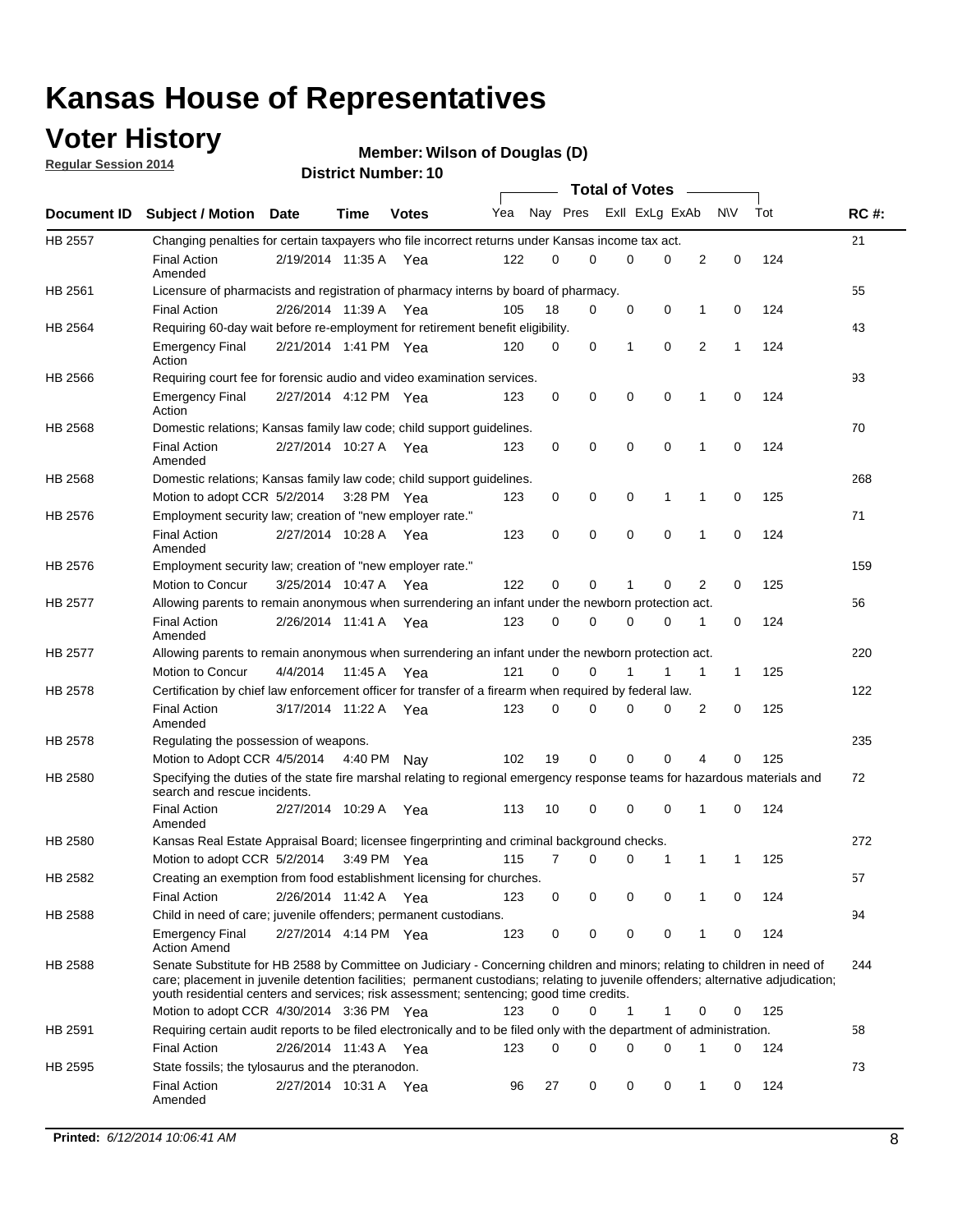# Kansas House of Representatives

## Voter History

**Regular Session 2014**

**Member: Wilson of Douglas (D)**

**District Number: 10**

| Document ID | Subject / Motion | Date | Time | Votes | Yea | Nay | Pres | ExlI | ExLg | ExAb | N\V | Tot | RC #: |
|---|---|---|---|---|---|---|---|---|---|---|---|---|---|
| HB 2557 | Changing penalties for certain taxpayers who file incorrect returns under Kansas income tax act. | | | | | | | | | | | | 21 |
| | Final Action Amended | 2/19/2014 | 11:35 A | Yea | 122 | 0 | 0 | 0 | 0 | 2 | 0 | 124 | |
| HB 2561 | Licensure of pharmacists and registration of pharmacy interns by board of pharmacy. | | | | | | | | | | | | 55 |
| | Final Action | 2/26/2014 | 11:39 A | Yea | 105 | 18 | 0 | 0 | 0 | 1 | 0 | 124 | |
| HB 2564 | Requiring 60-day wait before re-employment for retirement benefit eligibility. | | | | | | | | | | | | 43 |
| | Emergency Final Action | 2/21/2014 | 1:41 PM | Yea | 120 | 0 | 0 | 1 | 0 | 2 | 1 | 124 | |
| HB 2566 | Requiring court fee for forensic audio and video examination services. | | | | | | | | | | | | 93 |
| | Emergency Final Action | 2/27/2014 | 4:12 PM | Yea | 123 | 0 | 0 | 0 | 0 | 1 | 0 | 124 | |
| HB 2568 | Domestic relations; Kansas family law code; child support guidelines. | | | | | | | | | | | | 70 |
| | Final Action Amended | 2/27/2014 | 10:27 A | Yea | 123 | 0 | 0 | 0 | 0 | 1 | 0 | 124 | |
| HB 2568 | Domestic relations; Kansas family law code; child support guidelines. | | | | | | | | | | | | 268 |
| | Motion to adopt CCR | 5/2/2014 | 3:28 PM | Yea | 123 | 0 | 0 | 0 | 1 | 1 | 0 | 125 | |
| HB 2576 | Employment security law; creation of "new employer rate." | | | | | | | | | | | | 71 |
| | Final Action Amended | 2/27/2014 | 10:28 A | Yea | 123 | 0 | 0 | 0 | 0 | 1 | 0 | 124 | |
| HB 2576 | Employment security law; creation of "new employer rate." | | | | | | | | | | | | 159 |
| | Motion to Concur | 3/25/2014 | 10:47 A | Yea | 122 | 0 | 0 | 1 | 0 | 2 | 0 | 125 | |
| HB 2577 | Allowing parents to remain anonymous when surrendering an infant under the newborn protection act. | | | | | | | | | | | | 56 |
| | Final Action Amended | 2/26/2014 | 11:41 A | Yea | 123 | 0 | 0 | 0 | 0 | 1 | 0 | 124 | |
| HB 2577 | Allowing parents to remain anonymous when surrendering an infant under the newborn protection act. | | | | | | | | | | | | 220 |
| | Motion to Concur | 4/4/2014 | 11:45 A | Yea | 121 | 0 | 0 | 1 | 1 | 1 | 1 | 125 | |
| HB 2578 | Certification by chief law enforcement officer for transfer of a firearm when required by federal law. | | | | | | | | | | | | 122 |
| | Final Action Amended | 3/17/2014 | 11:22 A | Yea | 123 | 0 | 0 | 0 | 0 | 2 | 0 | 125 | |
| HB 2578 | Regulating the possession of weapons. | | | | | | | | | | | | 235 |
| | Motion to Adopt CCR | 4/5/2014 | 4:40 PM | Nay | 102 | 19 | 0 | 0 | 0 | 4 | 0 | 125 | |
| HB 2580 | Specifying the duties of the state fire marshal relating to regional emergency response teams for hazardous materials and search and rescue incidents. | | | | | | | | | | | | 72 |
| | Final Action Amended | 2/27/2014 | 10:29 A | Yea | 113 | 10 | 0 | 0 | 0 | 1 | 0 | 124 | |
| HB 2580 | Kansas Real Estate Appraisal Board; licensee fingerprinting and criminal background checks. | | | | | | | | | | | | 272 |
| | Motion to adopt CCR | 5/2/2014 | 3:49 PM | Yea | 115 | 7 | 0 | 0 | 1 | 1 | 1 | 125 | |
| HB 2582 | Creating an exemption from food establishment licensing for churches. | | | | | | | | | | | | 57 |
| | Final Action | 2/26/2014 | 11:42 A | Yea | 123 | 0 | 0 | 0 | 0 | 1 | 0 | 124 | |
| HB 2588 | Child in need of care; juvenile offenders; permanent custodians. | | | | | | | | | | | | 94 |
| | Emergency Final Action Amend | 2/27/2014 | 4:14 PM | Yea | 123 | 0 | 0 | 0 | 0 | 1 | 0 | 124 | |
| HB 2588 | Senate Substitute for HB 2588 by Committee on Judiciary - Concerning children and minors; relating to children in need of care; placement in juvenile detention facilities; permanent custodians; relating to juvenile offenders; alternative adjudication; youth residential centers and services; risk assessment; sentencing; good time credits. | | | | | | | | | | | | 244 |
| | Motion to adopt CCR | 4/30/2014 | 3:36 PM | Yea | 123 | 0 | 0 | 1 | 1 | 0 | 0 | 125 | |
| HB 2591 | Requiring certain audit reports to be filed electronically and to be filed only with the department of administration. | | | | | | | | | | | | 58 |
| | Final Action | 2/26/2014 | 11:43 A | Yea | 123 | 0 | 0 | 0 | 0 | 1 | 0 | 124 | |
| HB 2595 | State fossils; the tylosaurus and the pteranodon. | | | | | | | | | | | | 73 |
| | Final Action Amended | 2/27/2014 | 10:31 A | Yea | 96 | 27 | 0 | 0 | 0 | 1 | 0 | 124 | |

**Printed:** *6/12/2014 10:06:41 AM*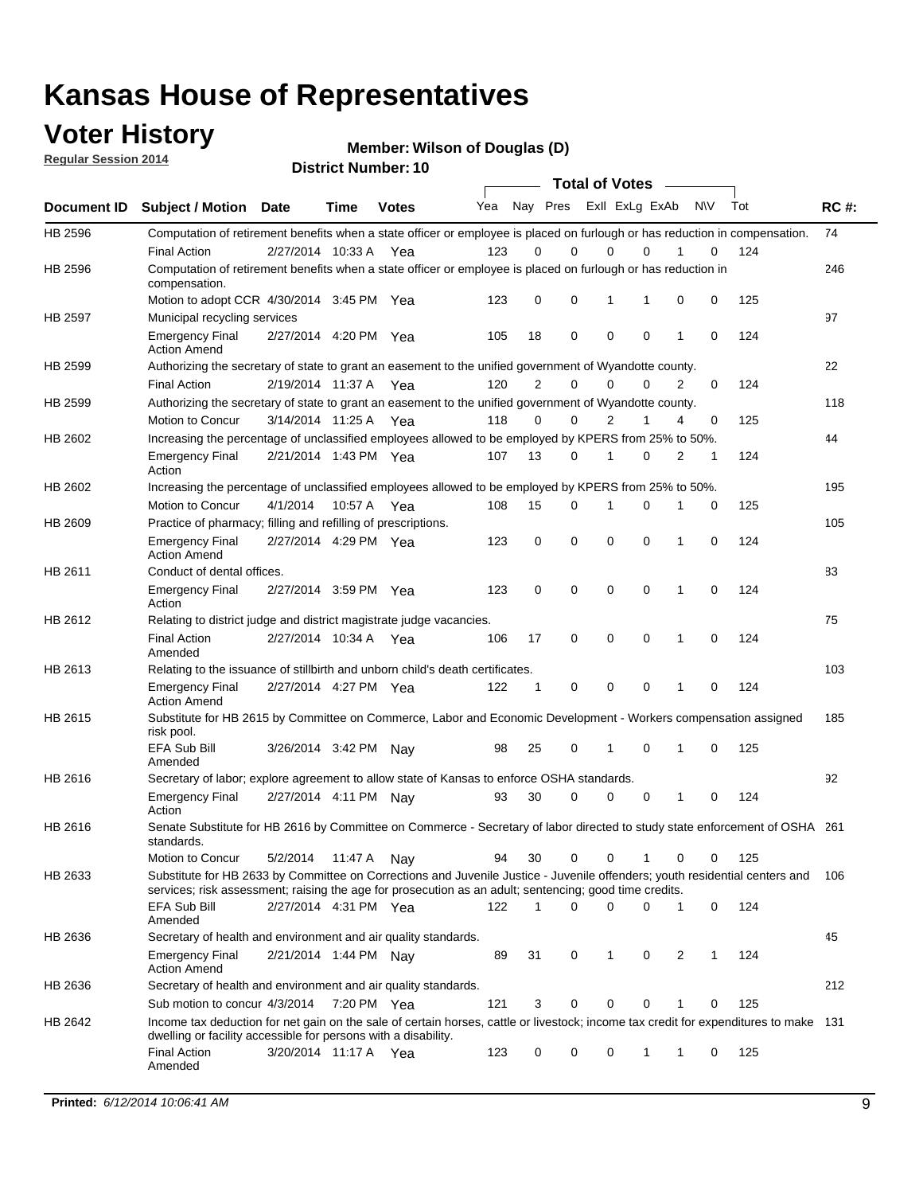# Kansas House of Representatives

## Voter History

**Regular Session 2014**

**Member: Wilson of Douglas (D)**

**District Number: 10**

| Document ID | Subject / Motion | Date | Time | Votes | Yea | Nay | Pres | ExII | ExLg | ExAb | N\V | Tot | RC #: |
|---|---|---|---|---|---|---|---|---|---|---|---|---|---|
| HB 2596 | Computation of retirement benefits when a state officer or employee is placed on furlough or has reduction in compensation. | | | | | | | | | | | | 74 |
| | Final Action | 2/27/2014 | 10:33 A | Yea | 123 | 0 | 0 | 0 | 0 | 1 | 0 | 124 | |
| HB 2596 | Computation of retirement benefits when a state officer or employee is placed on furlough or has reduction in compensation. | | | | | | | | | | | | 246 |
| | Motion to adopt CCR | 4/30/2014 | 3:45 PM | Yea | 123 | 0 | 0 | 1 | 1 | 0 | 0 | 125 | |
| HB 2597 | Municipal recycling services | | | | | | | | | | | | 97 |
| | Emergency Final Action Amend | 2/27/2014 | 4:20 PM | Yea | 105 | 18 | 0 | 0 | 0 | 1 | 0 | 124 | |
| HB 2599 | Authorizing the secretary of state to grant an easement to the unified government of Wyandotte county. | | | | | | | | | | | | 22 |
| | Final Action | 2/19/2014 | 11:37 A | Yea | 120 | 2 | 0 | 0 | 0 | 2 | 0 | 124 | |
| HB 2599 | Authorizing the secretary of state to grant an easement to the unified government of Wyandotte county. | | | | | | | | | | | | 118 |
| | Motion to Concur | 3/14/2014 | 11:25 A | Yea | 118 | 0 | 0 | 2 | 1 | 4 | 0 | 125 | |
| HB 2602 | Increasing the percentage of unclassified employees allowed to be employed by KPERS from 25% to 50%. | | | | | | | | | | | | 44 |
| | Emergency Final Action | 2/21/2014 | 1:43 PM | Yea | 107 | 13 | 0 | 1 | 0 | 2 | 1 | 124 | |
| HB 2602 | Increasing the percentage of unclassified employees allowed to be employed by KPERS from 25% to 50%. | | | | | | | | | | | | 195 |
| | Motion to Concur | 4/1/2014 | 10:57 A | Yea | 108 | 15 | 0 | 1 | 0 | 1 | 0 | 125 | |
| HB 2609 | Practice of pharmacy; filling and refilling of prescriptions. | | | | | | | | | | | | 105 |
| | Emergency Final Action Amend | 2/27/2014 | 4:29 PM | Yea | 123 | 0 | 0 | 0 | 0 | 1 | 0 | 124 | |
| HB 2611 | Conduct of dental offices. | | | | | | | | | | | | 83 |
| | Emergency Final Action | 2/27/2014 | 3:59 PM | Yea | 123 | 0 | 0 | 0 | 0 | 1 | 0 | 124 | |
| HB 2612 | Relating to district judge and district magistrate judge vacancies. | | | | | | | | | | | | 75 |
| | Final Action Amended | 2/27/2014 | 10:34 A | Yea | 106 | 17 | 0 | 0 | 0 | 1 | 0 | 124 | |
| HB 2613 | Relating to the issuance of stillbirth and unborn child's death certificates. | | | | | | | | | | | | 103 |
| | Emergency Final Action Amend | 2/27/2014 | 4:27 PM | Yea | 122 | 1 | 0 | 0 | 0 | 1 | 0 | 124 | |
| HB 2615 | Substitute for HB 2615 by Committee on Commerce, Labor and Economic Development - Workers compensation assigned risk pool. | | | | | | | | | | | | 185 |
| | EFA Sub Bill Amended | 3/26/2014 | 3:42 PM | Nay | 98 | 25 | 0 | 1 | 0 | 1 | 0 | 125 | |
| HB 2616 | Secretary of labor; explore agreement to allow state of Kansas to enforce OSHA standards. | | | | | | | | | | | | 92 |
| | Emergency Final Action | 2/27/2014 | 4:11 PM | Nay | 93 | 30 | 0 | 0 | 0 | 1 | 0 | 124 | |
| HB 2616 | Senate Substitute for HB 2616 by Committee on Commerce - Secretary of labor directed to study state enforcement of OSHA standards. | | | | | | | | | | | | 261 |
| | Motion to Concur | 5/2/2014 | 11:47 A | Nay | 94 | 30 | 0 | 0 | 1 | 0 | 0 | 125 | |
| HB 2633 | Substitute for HB 2633 by Committee on Corrections and Juvenile Justice - Juvenile offenders; youth residential centers and services; risk assessment; raising the age for prosecution as an adult; sentencing; good time credits. | | | | | | | | | | | | 106 |
| | EFA Sub Bill Amended | 2/27/2014 | 4:31 PM | Yea | 122 | 1 | 0 | 0 | 0 | 1 | 0 | 124 | |
| HB 2636 | Secretary of health and environment and air quality standards. | | | | | | | | | | | | 45 |
| | Emergency Final Action Amend | 2/21/2014 | 1:44 PM | Nay | 89 | 31 | 0 | 1 | 0 | 2 | 1 | 124 | |
| HB 2636 | Secretary of health and environment and air quality standards. | | | | | | | | | | | | 212 |
| | Sub motion to concur | 4/3/2014 | 7:20 PM | Yea | 121 | 3 | 0 | 0 | 0 | 1 | 0 | 125 | |
| HB 2642 | Income tax deduction for net gain on the sale of certain horses, cattle or livestock; income tax credit for expenditures to make dwelling or facility accessible for persons with a disability. | | | | | | | | | | | | 131 |
| | Final Action Amended | 3/20/2014 | 11:17 A | Yea | 123 | 0 | 0 | 0 | 1 | 1 | 0 | 125 | |

**Printed:** *6/12/2014 10:06:41 AM*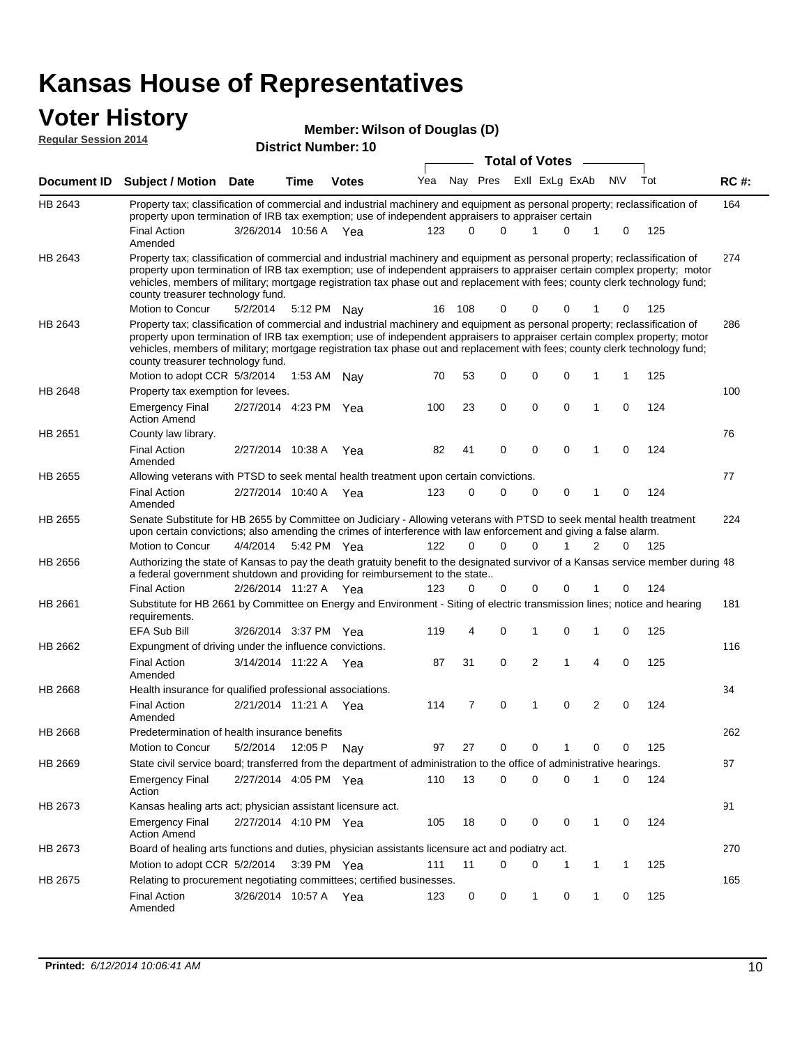# Kansas House of Representatives

## Voter History

**Regular Session 2014**

**Member: Wilson of Douglas (D)**

**District Number: 10**

| Document ID | Subject / Motion | Date | Time | Votes | Yea | Nay | Pres | ExII | ExLg | ExAb | N\V | Tot | RC #: |
|---|---|---|---|---|---|---|---|---|---|---|---|---|---|
| HB 2643 | Property tax; classification of commercial and industrial machinery and equipment as personal property; reclassification of property upon termination of IRB tax exemption; use of independent appraisers to appraiser certain | | | | | | | | | | | | 164 |
| | Final Action Amended | 3/26/2014 | 10:56 A | Yea | 123 | 0 | 0 | 1 | 0 | 1 | 0 | 125 | |
| HB 2643 | Property tax; classification of commercial and industrial machinery and equipment as personal property; reclassification of property upon termination of IRB tax exemption; use of independent appraisers to appraiser certain complex property; motor vehicles, members of military; mortgage registration tax phase out and replacement with fees; county clerk technology fund; county treasurer technology fund. | | | | | | | | | | | | 274 |
| | Motion to Concur | 5/2/2014 | 5:12 PM | Nay | 16 | 108 | 0 | 0 | 0 | 1 | 0 | 125 | |
| HB 2643 | Property tax; classification of commercial and industrial machinery and equipment as personal property; reclassification of property upon termination of IRB tax exemption; use of independent appraisers to appraiser certain complex property; motor vehicles, members of military; mortgage registration tax phase out and replacement with fees; county clerk technology fund; county treasurer technology fund. | | | | | | | | | | | | 286 |
| | Motion to adopt CCR | 5/3/2014 | 1:53 AM | Nay | 70 | 53 | 0 | 0 | 0 | 1 | 1 | 125 | |
| HB 2648 | Property tax exemption for levees. | | | | | | | | | | | | 100 |
| | Emergency Final Action Amend | 2/27/2014 | 4:23 PM | Yea | 100 | 23 | 0 | 0 | 0 | 1 | 0 | 124 | |
| HB 2651 | County law library. | | | | | | | | | | | | 76 |
| | Final Action Amended | 2/27/2014 | 10:38 A | Yea | 82 | 41 | 0 | 0 | 0 | 1 | 0 | 124 | |
| HB 2655 | Allowing veterans with PTSD to seek mental health treatment upon certain convictions. | | | | | | | | | | | | 77 |
| | Final Action Amended | 2/27/2014 | 10:40 A | Yea | 123 | 0 | 0 | 0 | 0 | 1 | 0 | 124 | |
| HB 2655 | Senate Substitute for HB 2655 by Committee on Judiciary - Allowing veterans with PTSD to seek mental health treatment upon certain convictions; also amending the crimes of interference with law enforcement and giving a false alarm. | | | | | | | | | | | | 224 |
| | Motion to Concur | 4/4/2014 | 5:42 PM | Yea | 122 | 0 | 0 | 0 | 1 | 2 | 0 | 125 | |
| HB 2656 | Authorizing the state of Kansas to pay the death gratuity benefit to the designated survivor of a Kansas service member during a federal government shutdown and providing for reimbursement to the state.. | | | | | | | | | | | | 48 |
| | Final Action | 2/26/2014 | 11:27 A | Yea | 123 | 0 | 0 | 0 | 0 | 1 | 0 | 124 | |
| HB 2661 | Substitute for HB 2661 by Committee on Energy and Environment - Siting of electric transmission lines; notice and hearing requirements. | | | | | | | | | | | | 181 |
| | EFA Sub Bill | 3/26/2014 | 3:37 PM | Yea | 119 | 4 | 0 | 1 | 0 | 1 | 0 | 125 | |
| HB 2662 | Expungment of driving under the influence convictions. | | | | | | | | | | | | 116 |
| | Final Action Amended | 3/14/2014 | 11:22 A | Yea | 87 | 31 | 0 | 2 | 1 | 4 | 0 | 125 | |
| HB 2668 | Health insurance for qualified professional associations. | | | | | | | | | | | | 34 |
| | Final Action Amended | 2/21/2014 | 11:21 A | Yea | 114 | 7 | 0 | 1 | 0 | 2 | 0 | 124 | |
| HB 2668 | Predetermination of health insurance benefits | | | | | | | | | | | | 262 |
| | Motion to Concur | 5/2/2014 | 12:05 P | Nay | 97 | 27 | 0 | 0 | 1 | 0 | 0 | 125 | |
| HB 2669 | State civil service board; transferred from the department of administration to the office of administrative hearings. | | | | | | | | | | | | 87 |
| | Emergency Final Action | 2/27/2014 | 4:05 PM | Yea | 110 | 13 | 0 | 0 | 0 | 1 | 0 | 124 | |
| HB 2673 | Kansas healing arts act; physician assistant licensure act. | | | | | | | | | | | | 91 |
| | Emergency Final Action Amend | 2/27/2014 | 4:10 PM | Yea | 105 | 18 | 0 | 0 | 0 | 1 | 0 | 124 | |
| HB 2673 | Board of healing arts functions and duties, physician assistants licensure act and podiatry act. | | | | | | | | | | | | 270 |
| | Motion to adopt CCR | 5/2/2014 | 3:39 PM | Yea | 111 | 11 | 0 | 0 | 1 | 1 | 1 | 125 | |
| HB 2675 | Relating to procurement negotiating committees; certified businesses. | | | | | | | | | | | | 165 |
| | Final Action Amended | 3/26/2014 | 10:57 A | Yea | 123 | 0 | 0 | 1 | 0 | 1 | 0 | 125 | |

**Printed:** *6/12/2014 10:06:41 AM*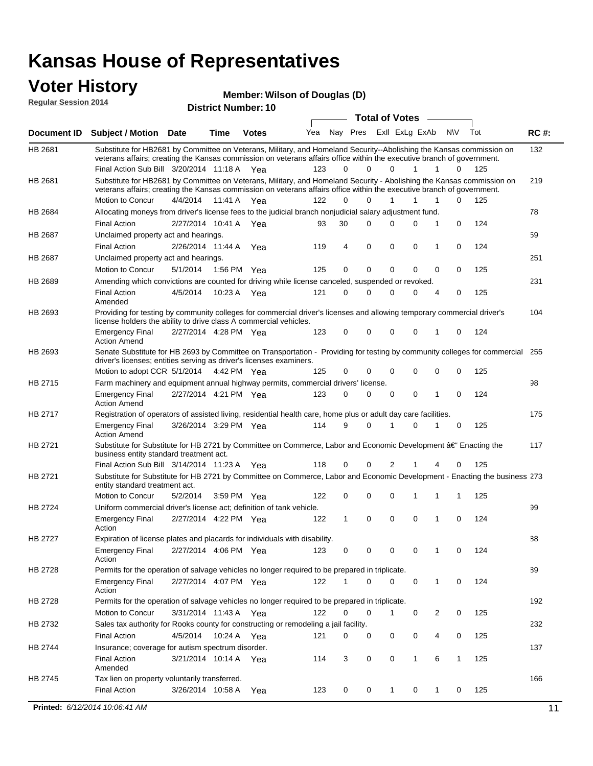# Kansas House of Representatives

## Voter History

**Regular Session 2014**

**Member: Wilson of Douglas (D)**

**District Number: 10**

| Document ID | Subject / Motion | Date | Time | Votes | Yea | Nay | Pres | ExII | ExLg | ExAb | N\V | Tot | RC #: |
|---|---|---|---|---|---|---|---|---|---|---|---|---|---|
| HB 2681 | Substitute for HB2681 by Committee on Veterans, Military, and Homeland Security--Abolishing the Kansas commission on veterans affairs; creating the Kansas commission on veterans affairs office within the executive branch of government. | | | | | | | | | | | | 132 |
| | Final Action Sub Bill | 3/20/2014 | 11:18 A | Yea | 123 | 0 | 0 | 0 | 1 | 1 | 0 | 125 | |
| HB 2681 | Substitute for HB2681 by Committee on Veterans, Military, and Homeland Security - Abolishing the Kansas commission on veterans affairs; creating the Kansas commission on veterans affairs office within the executive branch of government. | | | | | | | | | | | | 219 |
| | Motion to Concur | 4/4/2014 | 11:41 A | Yea | 122 | 0 | 0 | 1 | 1 | 1 | 0 | 125 | |
| HB 2684 | Allocating moneys from driver's license fees to the judicial branch nonjudicial salary adjustment fund. | | | | | | | | | | | | 78 |
| | Final Action | 2/27/2014 | 10:41 A | Yea | 93 | 30 | 0 | 0 | 0 | 1 | 0 | 124 | |
| HB 2687 | Unclaimed property act and hearings. | | | | | | | | | | | | 59 |
| | Final Action | 2/26/2014 | 11:44 A | Yea | 119 | 4 | 0 | 0 | 0 | 1 | 0 | 124 | |
| HB 2687 | Unclaimed property act and hearings. | | | | | | | | | | | | 251 |
| | Motion to Concur | 5/1/2014 | 1:56 PM | Yea | 125 | 0 | 0 | 0 | 0 | 0 | 0 | 125 | |
| HB 2689 | Amending which convictions are counted for driving while license canceled, suspended or revoked. | | | | | | | | | | | | 231 |
| | Final Action Amended | 4/5/2014 | 10:23 A | Yea | 121 | 0 | 0 | 0 | 0 | 4 | 0 | 125 | |
| HB 2693 | Providing for testing by community colleges for commercial driver's licenses and allowing temporary commercial driver's license holders the ability to drive class A commercial vehicles. | | | | | | | | | | | | 104 |
| | Emergency Final Action Amend | 2/27/2014 | 4:28 PM | Yea | 123 | 0 | 0 | 0 | 0 | 1 | 0 | 124 | |
| HB 2693 | Senate Substitute for HB 2693 by Committee on Transportation - Providing for testing by community colleges for commercial driver's licenses; entities serving as driver's licenses examiners. | | | | | | | | | | | | 255 |
| | Motion to adopt CCR | 5/1/2014 | 4:42 PM | Yea | 125 | 0 | 0 | 0 | 0 | 0 | 0 | 125 | |
| HB 2715 | Farm machinery and equipment annual highway permits, commercial drivers' license. | | | | | | | | | | | | 98 |
| | Emergency Final Action Amend | 2/27/2014 | 4:21 PM | Yea | 123 | 0 | 0 | 0 | 0 | 1 | 0 | 124 | |
| HB 2717 | Registration of operators of assisted living, residential health care, home plus or adult day care facilities. | | | | | | | | | | | | 175 |
| | Emergency Final Action Amend | 3/26/2014 | 3:29 PM | Yea | 114 | 9 | 0 | 1 | 0 | 1 | 0 | 125 | |
| HB 2721 | Substitute for Substitute for HB 2721 by Committee on Commerce, Labor and Economic Development â€" Enacting the business entity standard treatment act. | | | | | | | | | | | | 117 |
| | Final Action Sub Bill | 3/14/2014 | 11:23 A | Yea | 118 | 0 | 0 | 2 | 1 | 4 | 0 | 125 | |
| HB 2721 | Substitute for Substitute for HB 2721 by Committee on Commerce, Labor and Economic Development - Enacting the business entity standard treatment act. | | | | | | | | | | | | 273 |
| | Motion to Concur | 5/2/2014 | 3:59 PM | Yea | 122 | 0 | 0 | 0 | 1 | 1 | 1 | 125 | |
| HB 2724 | Uniform commercial driver's license act; definition of tank vehicle. | | | | | | | | | | | | 99 |
| | Emergency Final Action | 2/27/2014 | 4:22 PM | Yea | 122 | 1 | 0 | 0 | 0 | 1 | 0 | 124 | |
| HB 2727 | Expiration of license plates and placards for individuals with disability. | | | | | | | | | | | | 88 |
| | Emergency Final Action | 2/27/2014 | 4:06 PM | Yea | 123 | 0 | 0 | 0 | 0 | 1 | 0 | 124 | |
| HB 2728 | Permits for the operation of salvage vehicles no longer required to be prepared in triplicate. | | | | | | | | | | | | 89 |
| | Emergency Final Action | 2/27/2014 | 4:07 PM | Yea | 122 | 1 | 0 | 0 | 0 | 1 | 0 | 124 | |
| HB 2728 | Permits for the operation of salvage vehicles no longer required to be prepared in triplicate. | | | | | | | | | | | | 192 |
| | Motion to Concur | 3/31/2014 | 11:43 A | Yea | 122 | 0 | 0 | 1 | 0 | 2 | 0 | 125 | |
| HB 2732 | Sales tax authority for Rooks county for constructing or remodeling a jail facility. | | | | | | | | | | | | 232 |
| | Final Action | 4/5/2014 | 10:24 A | Yea | 121 | 0 | 0 | 0 | 0 | 4 | 0 | 125 | |
| HB 2744 | Insurance; coverage for autism spectrum disorder. | | | | | | | | | | | | 137 |
| | Final Action Amended | 3/21/2014 | 10:14 A | Yea | 114 | 3 | 0 | 0 | 1 | 6 | 1 | 125 | |
| HB 2745 | Tax lien on property voluntarily transferred. | | | | | | | | | | | | 166 |
| | Final Action | 3/26/2014 | 10:58 A | Yea | 123 | 0 | 0 | 1 | 0 | 1 | 0 | 125 | |

**Printed:** *6/12/2014 10:06:41 AM*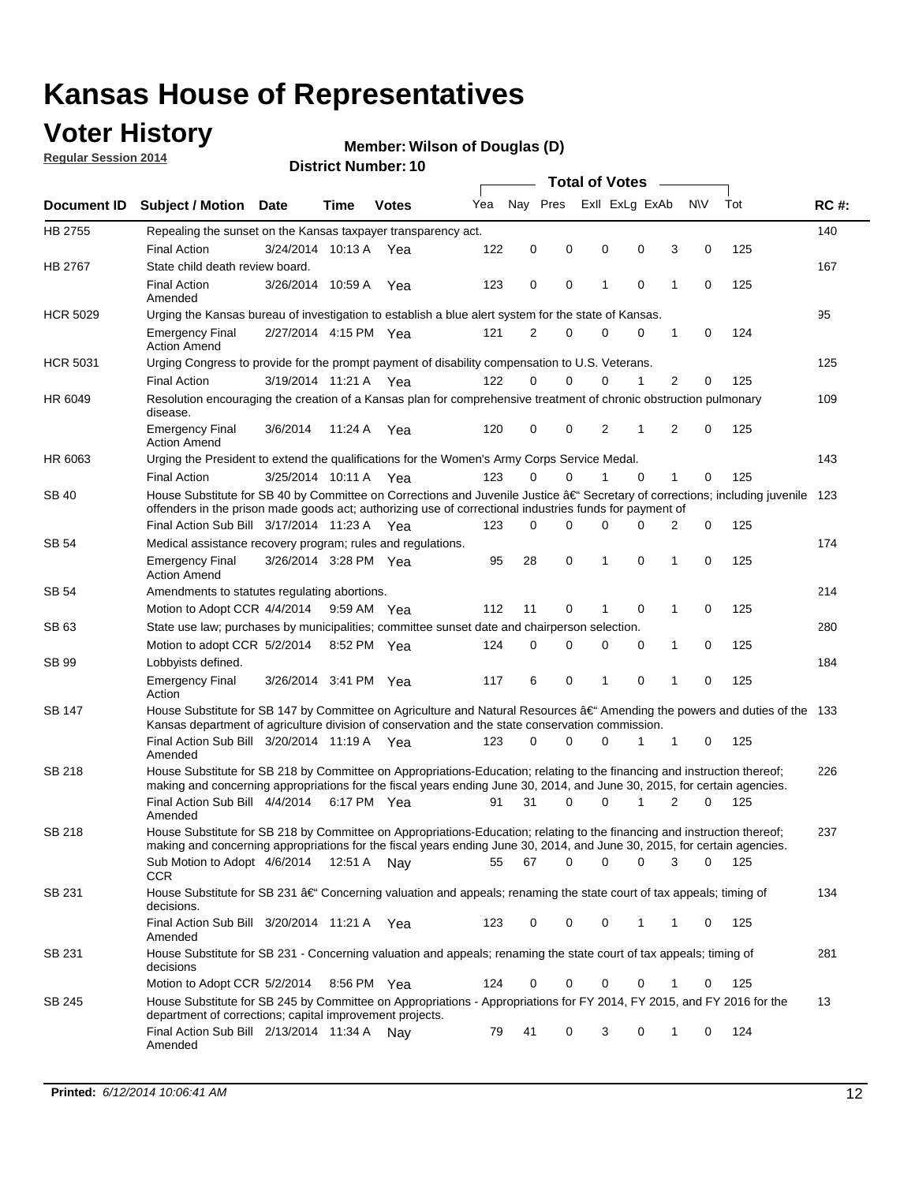# Kansas House of Representatives

## Voter History

**Regular Session 2014**

**Member: Wilson of Douglas (D)**

**District Number: 10**

| Document ID | Subject / Motion | Date | Time | Votes | Yea | Nay | Pres | ExII | ExLg | ExAb | N\V | Tot | RC #: |
|---|---|---|---|---|---|---|---|---|---|---|---|---|---|
| HB 2755 | Repealing the sunset on the Kansas taxpayer transparency act. | | | | | | | | | | | | 140 |
| | Final Action | 3/24/2014 | 10:13 A | Yea | 122 | 0 | 0 | 0 | 0 | 3 | 0 | 125 | |
| HB 2767 | State child death review board. | | | | | | | | | | | | 167 |
| | Final Action Amended | 3/26/2014 | 10:59 A | Yea | 123 | 0 | 0 | 1 | 0 | 1 | 0 | 125 | |
| HCR 5029 | Urging the Kansas bureau of investigation to establish a blue alert system for the state of Kansas. | | | | | | | | | | | | 95 |
| | Emergency Final Action Amend | 2/27/2014 | 4:15 PM | Yea | 121 | 2 | 0 | 0 | 0 | 1 | 0 | 124 | |
| HCR 5031 | Urging Congress to provide for the prompt payment of disability compensation to U.S. Veterans. | | | | | | | | | | | | 125 |
| | Final Action | 3/19/2014 | 11:21 A | Yea | 122 | 0 | 0 | 0 | 1 | 2 | 0 | 125 | |
| HR 6049 | Resolution encouraging the creation of a Kansas plan for comprehensive treatment of chronic obstruction pulmonary disease. | | | | | | | | | | | | 109 |
| | Emergency Final Action Amend | 3/6/2014 | 11:24 A | Yea | 120 | 0 | 0 | 2 | 1 | 2 | 0 | 125 | |
| HR 6063 | Urging the President to extend the qualifications for the Women's Army Corps Service Medal. | | | | | | | | | | | | 143 |
| | Final Action | 3/25/2014 | 10:11 A | Yea | 123 | 0 | 0 | 1 | 0 | 1 | 0 | 125 | |
| SB 40 | House Substitute for SB 40 by Committee on Corrections and Juvenile Justice â€" Secretary of corrections; including juvenile offenders in the prison made goods act; authorizing use of correctional industries funds for payment of | | | | | | | | | | | | 123 |
| | Final Action Sub Bill | 3/17/2014 | 11:23 A | Yea | 123 | 0 | 0 | 0 | 0 | 2 | 0 | 125 | |
| SB 54 | Medical assistance recovery program; rules and regulations. | | | | | | | | | | | | 174 |
| | Emergency Final Action Amend | 3/26/2014 | 3:28 PM | Yea | 95 | 28 | 0 | 1 | 0 | 1 | 0 | 125 | |
| SB 54 | Amendments to statutes regulating abortions. | | | | | | | | | | | | 214 |
| | Motion to Adopt CCR | 4/4/2014 | 9:59 AM | Yea | 112 | 11 | 0 | 1 | 0 | 1 | 0 | 125 | |
| SB 63 | State use law; purchases by municipalities; committee sunset date and chairperson selection. | | | | | | | | | | | | 280 |
| | Motion to adopt CCR | 5/2/2014 | 8:52 PM | Yea | 124 | 0 | 0 | 0 | 0 | 1 | 0 | 125 | |
| SB 99 | Lobbyists defined. | | | | | | | | | | | | 184 |
| | Emergency Final Action | 3/26/2014 | 3:41 PM | Yea | 117 | 6 | 0 | 1 | 0 | 1 | 0 | 125 | |
| SB 147 | House Substitute for SB 147 by Committee on Agriculture and Natural Resources â€" Amending the powers and duties of the Kansas department of agriculture division of conservation and the state conservation commission. | | | | | | | | | | | | 133 |
| | Final Action Sub Bill Amended | 3/20/2014 | 11:19 A | Yea | 123 | 0 | 0 | 0 | 1 | 1 | 0 | 125 | |
| SB 218 | House Substitute for SB 218 by Committee on Appropriations-Education; relating to the financing and instruction thereof; making and concerning appropriations for the fiscal years ending June 30, 2014, and June 30, 2015, for certain agencies. | | | | | | | | | | | | 226 |
| | Final Action Sub Bill Amended | 4/4/2014 | 6:17 PM | Yea | 91 | 31 | 0 | 0 | 1 | 2 | 0 | 125 | |
| SB 218 | House Substitute for SB 218 by Committee on Appropriations-Education; relating to the financing and instruction thereof; making and concerning appropriations for the fiscal years ending June 30, 2014, and June 30, 2015, for certain agencies. | | | | | | | | | | | | 237 |
| | Sub Motion to Adopt CCR | 4/6/2014 | 12:51 A | Nay | 55 | 67 | 0 | 0 | 0 | 3 | 0 | 125 | |
| SB 231 | House Substitute for SB 231 â€" Concerning valuation and appeals; renaming the state court of tax appeals; timing of decisions. | | | | | | | | | | | | 134 |
| | Final Action Sub Bill Amended | 3/20/2014 | 11:21 A | Yea | 123 | 0 | 0 | 0 | 1 | 1 | 0 | 125 | |
| SB 231 | House Substitute for SB 231 - Concerning valuation and appeals; renaming the state court of tax appeals; timing of decisions | | | | | | | | | | | | 281 |
| | Motion to Adopt CCR | 5/2/2014 | 8:56 PM | Yea | 124 | 0 | 0 | 0 | 0 | 1 | 0 | 125 | |
| SB 245 | House Substitute for SB 245 by Committee on Appropriations - Appropriations for FY 2014, FY 2015, and FY 2016 for the department of corrections; capital improvement projects. | | | | | | | | | | | | 13 |
| | Final Action Sub Bill Amended | 2/13/2014 | 11:34 A | Nay | 79 | 41 | 0 | 3 | 0 | 1 | 0 | 124 | |

**Printed:** *6/12/2014 10:06:41 AM*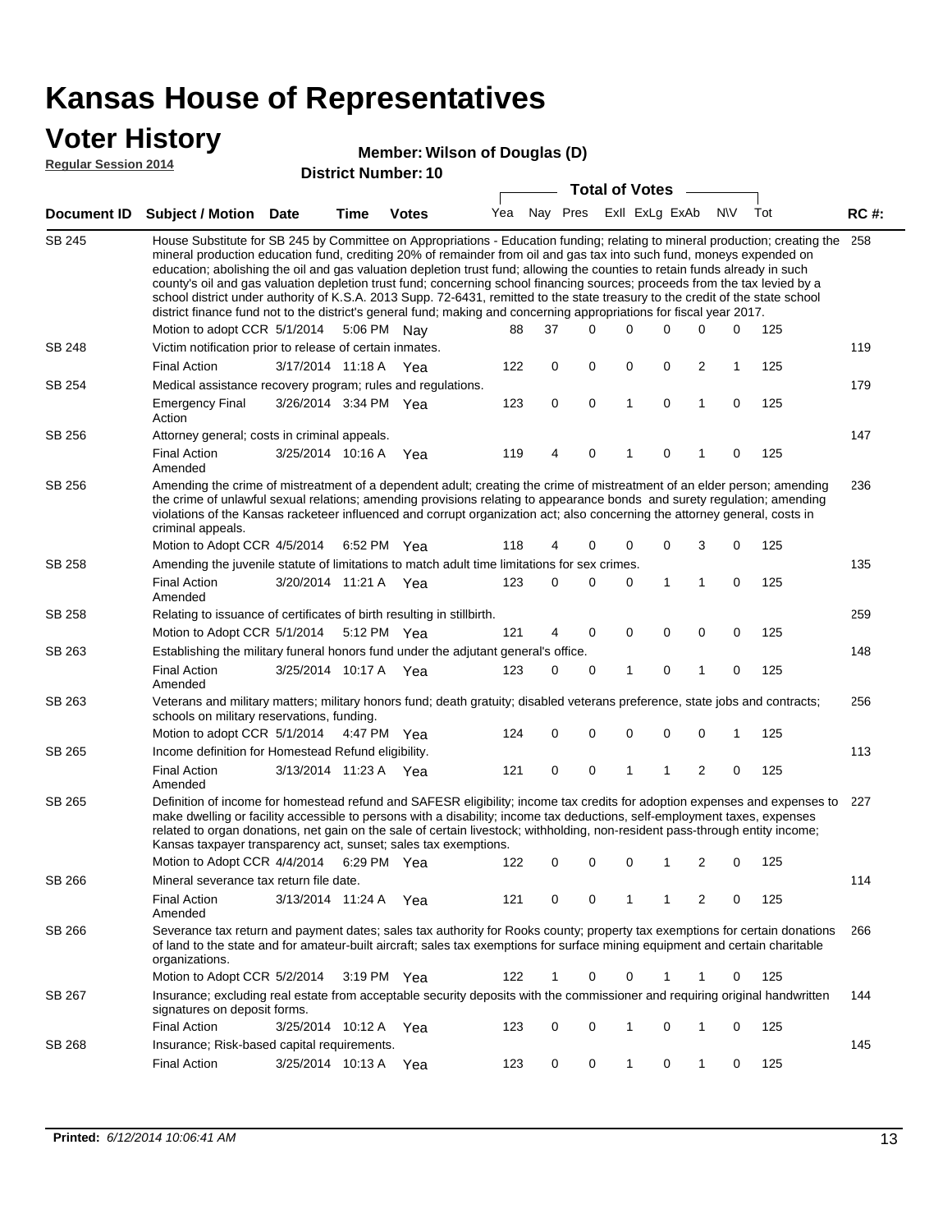# Kansas House of Representatives

## Voter History

**Regular Session 2014**

**Member: Wilson of Douglas (D)**

**District Number: 10**

| Document ID | Subject / Motion | Date | Time | Votes | Yea | Nay | Pres | ExII | ExLg | ExAb | N\V | Tot | RC #: |
|---|---|---|---|---|---|---|---|---|---|---|---|---|---|
| SB 245 | House Substitute for SB 245 by Committee on Appropriations - Education funding; relating to mineral production; creating the mineral production education fund, crediting 20% of remainder from oil and gas tax into such fund, moneys expended on education; abolishing the oil and gas valuation depletion trust fund; allowing the counties to retain funds already in such county's oil and gas valuation depletion trust fund; concerning school financing sources; proceeds from the tax levied by a school district under authority of K.S.A. 2013 Supp. 72-6431, remitted to the state treasury to the credit of the state school district finance fund not to the district's general fund; making and concerning appropriations for fiscal year 2017. | | | | | | | | | | | | 258 |
| | Motion to adopt CCR | 5/1/2014 | 5:06 PM | Nay | 88 | 37 | 0 | 0 | 0 | 0 | 0 | 125 | |
| SB 248 | Victim notification prior to release of certain inmates. | | | | | | | | | | | | 119 |
| | Final Action | 3/17/2014 | 11:18 A | Yea | 122 | 0 | 0 | 0 | 0 | 2 | 1 | 125 | |
| SB 254 | Medical assistance recovery program; rules and regulations. | | | | | | | | | | | | 179 |
| | Emergency Final Action | 3/26/2014 | 3:34 PM | Yea | 123 | 0 | 0 | 1 | 0 | 1 | 0 | 125 | |
| SB 256 | Attorney general; costs in criminal appeals. | | | | | | | | | | | | 147 |
| | Final Action Amended | 3/25/2014 | 10:16 A | Yea | 119 | 4 | 0 | 1 | 0 | 1 | 0 | 125 | |
| SB 256 | Amending the crime of mistreatment of a dependent adult; creating the crime of mistreatment of an elder person; amending the crime of unlawful sexual relations; amending provisions relating to appearance bonds and surety regulation; amending violations of the Kansas racketeer influenced and corrupt organization act; also concerning the attorney general, costs in criminal appeals. | | | | | | | | | | | | 236 |
| | Motion to Adopt CCR | 4/5/2014 | 6:52 PM | Yea | 118 | 4 | 0 | 0 | 0 | 3 | 0 | 125 | |
| SB 258 | Amending the juvenile statute of limitations to match adult time limitations for sex crimes. | | | | | | | | | | | | 135 |
| | Final Action Amended | 3/20/2014 | 11:21 A | Yea | 123 | 0 | 0 | 0 | 1 | 1 | 0 | 125 | |
| SB 258 | Relating to issuance of certificates of birth resulting in stillbirth. | | | | | | | | | | | | 259 |
| | Motion to Adopt CCR | 5/1/2014 | 5:12 PM | Yea | 121 | 4 | 0 | 0 | 0 | 0 | 0 | 125 | |
| SB 263 | Establishing the military funeral honors fund under the adjutant general's office. | | | | | | | | | | | | 148 |
| | Final Action Amended | 3/25/2014 | 10:17 A | Yea | 123 | 0 | 0 | 1 | 0 | 1 | 0 | 125 | |
| SB 263 | Veterans and military matters; military honors fund; death gratuity; disabled veterans preference, state jobs and contracts; schools on military reservations, funding. | | | | | | | | | | | | 256 |
| | Motion to adopt CCR | 5/1/2014 | 4:47 PM | Yea | 124 | 0 | 0 | 0 | 0 | 0 | 1 | 125 | |
| SB 265 | Income definition for Homestead Refund eligibility. | | | | | | | | | | | | 113 |
| | Final Action Amended | 3/13/2014 | 11:23 A | Yea | 121 | 0 | 0 | 1 | 1 | 2 | 0 | 125 | |
| SB 265 | Definition of income for homestead refund and SAFESR eligibility; income tax credits for adoption expenses and expenses to make dwelling or facility accessible to persons with a disability; income tax deductions, self-employment taxes, expenses related to organ donations, net gain on the sale of certain livestock; withholding, non-resident pass-through entity income; Kansas taxpayer transparency act, sunset; sales tax exemptions. | | | | | | | | | | | | 227 |
| | Motion to Adopt CCR | 4/4/2014 | 6:29 PM | Yea | 122 | 0 | 0 | 0 | 1 | 2 | 0 | 125 | |
| SB 266 | Mineral severance tax return file date. | | | | | | | | | | | | 114 |
| | Final Action Amended | 3/13/2014 | 11:24 A | Yea | 121 | 0 | 0 | 1 | 1 | 2 | 0 | 125 | |
| SB 266 | Severance tax return and payment dates; sales tax authority for Rooks county; property tax exemptions for certain donations of land to the state and for amateur-built aircraft; sales tax exemptions for surface mining equipment and certain charitable organizations. | | | | | | | | | | | | 266 |
| | Motion to Adopt CCR | 5/2/2014 | 3:19 PM | Yea | 122 | 1 | 0 | 0 | 1 | 1 | 0 | 125 | |
| SB 267 | Insurance; excluding real estate from acceptable security deposits with the commissioner and requiring original handwritten signatures on deposit forms. | | | | | | | | | | | | 144 |
| | Final Action | 3/25/2014 | 10:12 A | Yea | 123 | 0 | 0 | 1 | 0 | 1 | 0 | 125 | |
| SB 268 | Insurance; Risk-based capital requirements. | | | | | | | | | | | | 145 |
| | Final Action | 3/25/2014 | 10:13 A | Yea | 123 | 0 | 0 | 1 | 0 | 1 | 0 | 125 | |

**Printed:** *6/12/2014 10:06:41 AM*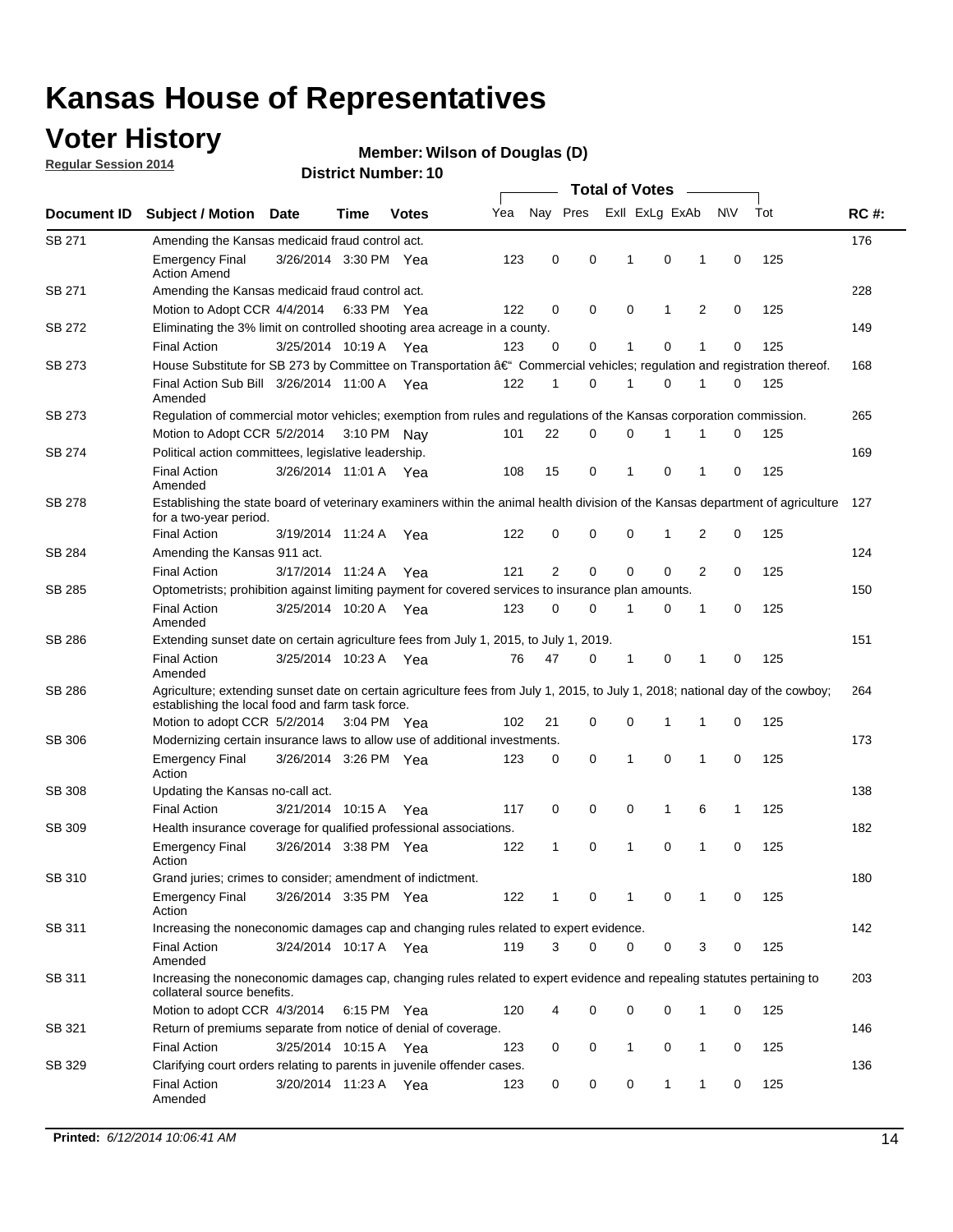# Kansas House of Representatives

## Voter History

**Regular Session 2014**

**Member: Wilson of Douglas (D)**

**District Number: 10**

| Document ID | Subject / Motion | Date | Time | Votes | Yea | Nay | Pres | ExII | ExLg | ExAb | N\V | Tot | RC #: |
|---|---|---|---|---|---|---|---|---|---|---|---|---|---|
| SB 271 | Amending the Kansas medicaid fraud control act. | | | | | | | | | | | | 176 |
| | Emergency Final Action Amend | 3/26/2014 | 3:30 PM | Yea | 123 | 0 | 0 | 1 | 0 | 1 | 0 | 125 | |
| SB 271 | Amending the Kansas medicaid fraud control act. | | | | | | | | | | | | 228 |
| | Motion to Adopt CCR | 4/4/2014 | 6:33 PM | Yea | 122 | 0 | 0 | 0 | 1 | 2 | 0 | 125 | |
| SB 272 | Eliminating the 3% limit on controlled shooting area acreage in a county. | | | | | | | | | | | | 149 |
| | Final Action | 3/25/2014 | 10:19 A | Yea | 123 | 0 | 0 | 1 | 0 | 1 | 0 | 125 | |
| SB 273 | House Substitute for SB 273 by Committee on Transportation â€“ Commercial vehicles; regulation and registration thereof. | | | | | | | | | | | | 168 |
| | Final Action Sub Bill Amended | 3/26/2014 | 11:00 A | Yea | 122 | 1 | 0 | 1 | 0 | 1 | 0 | 125 | |
| SB 273 | Regulation of commercial motor vehicles; exemption from rules and regulations of the Kansas corporation commission. | | | | | | | | | | | | 265 |
| | Motion to Adopt CCR | 5/2/2014 | 3:10 PM | Nay | 101 | 22 | 0 | 0 | 1 | 1 | 0 | 125 | |
| SB 274 | Political action committees, legislative leadership. | | | | | | | | | | | | 169 |
| | Final Action Amended | 3/26/2014 | 11:01 A | Yea | 108 | 15 | 0 | 1 | 0 | 1 | 0 | 125 | |
| SB 278 | Establishing the state board of veterinary examiners within the animal health division of the Kansas department of agriculture for a two-year period. | | | | | | | | | | | | 127 |
| | Final Action | 3/19/2014 | 11:24 A | Yea | 122 | 0 | 0 | 0 | 1 | 2 | 0 | 125 | |
| SB 284 | Amending the Kansas 911 act. | | | | | | | | | | | | 124 |
| | Final Action | 3/17/2014 | 11:24 A | Yea | 121 | 2 | 0 | 0 | 0 | 2 | 0 | 125 | |
| SB 285 | Optometrists; prohibition against limiting payment for covered services to insurance plan amounts. | | | | | | | | | | | | 150 |
| | Final Action Amended | 3/25/2014 | 10:20 A | Yea | 123 | 0 | 0 | 1 | 0 | 1 | 0 | 125 | |
| SB 286 | Extending sunset date on certain agriculture fees from July 1, 2015, to July 1, 2019. | | | | | | | | | | | | 151 |
| | Final Action Amended | 3/25/2014 | 10:23 A | Yea | 76 | 47 | 0 | 1 | 0 | 1 | 0 | 125 | |
| SB 286 | Agriculture; extending sunset date on certain agriculture fees from July 1, 2015, to July 1, 2018; national day of the cowboy; establishing the local food and farm task force. | | | | | | | | | | | | 264 |
| | Motion to adopt CCR | 5/2/2014 | 3:04 PM | Yea | 102 | 21 | 0 | 0 | 1 | 1 | 0 | 125 | |
| SB 306 | Modernizing certain insurance laws to allow use of additional investments. | | | | | | | | | | | | 173 |
| | Emergency Final Action | 3/26/2014 | 3:26 PM | Yea | 123 | 0 | 0 | 1 | 0 | 1 | 0 | 125 | |
| SB 308 | Updating the Kansas no-call act. | | | | | | | | | | | | 138 |
| | Final Action | 3/21/2014 | 10:15 A | Yea | 117 | 0 | 0 | 0 | 1 | 6 | 1 | 125 | |
| SB 309 | Health insurance coverage for qualified professional associations. | | | | | | | | | | | | 182 |
| | Emergency Final Action | 3/26/2014 | 3:38 PM | Yea | 122 | 1 | 0 | 1 | 0 | 1 | 0 | 125 | |
| SB 310 | Grand juries; crimes to consider; amendment of indictment. | | | | | | | | | | | | 180 |
| | Emergency Final Action | 3/26/2014 | 3:35 PM | Yea | 122 | 1 | 0 | 1 | 0 | 1 | 0 | 125 | |
| SB 311 | Increasing the noneconomic damages cap and changing rules related to expert evidence. | | | | | | | | | | | | 142 |
| | Final Action Amended | 3/24/2014 | 10:17 A | Yea | 119 | 3 | 0 | 0 | 0 | 3 | 0 | 125 | |
| SB 311 | Increasing the noneconomic damages cap, changing rules related to expert evidence and repealing statutes pertaining to collateral source benefits. | | | | | | | | | | | | 203 |
| | Motion to adopt CCR | 4/3/2014 | 6:15 PM | Yea | 120 | 4 | 0 | 0 | 0 | 1 | 0 | 125 | |
| SB 321 | Return of premiums separate from notice of denial of coverage. | | | | | | | | | | | | 146 |
| | Final Action | 3/25/2014 | 10:15 A | Yea | 123 | 0 | 0 | 1 | 0 | 1 | 0 | 125 | |
| SB 329 | Clarifying court orders relating to parents in juvenile offender cases. | | | | | | | | | | | | 136 |
| | Final Action Amended | 3/20/2014 | 11:23 A | Yea | 123 | 0 | 0 | 0 | 1 | 1 | 0 | 125 | |

**Printed:** *6/12/2014 10:06:41 AM*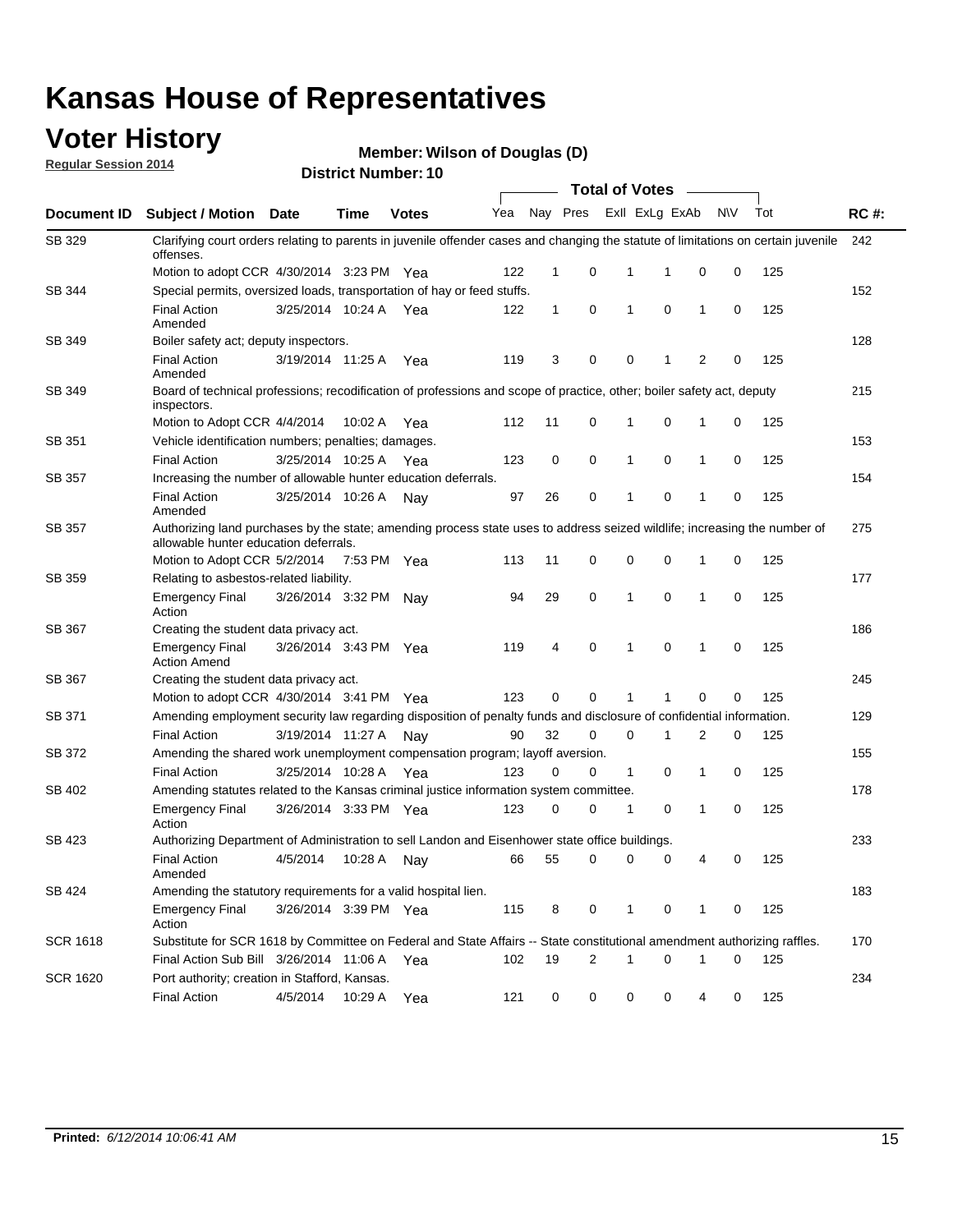# Kansas House of Representatives

## Voter History

**Regular Session 2014**

**Member: Wilson of Douglas (D)**

**District Number: 10**

| Document ID | Subject / Motion | Date | Time | Votes | Yea | Nay | Pres | ExII | ExLg | ExAb | N\V | Tot | RC #: |
|---|---|---|---|---|---|---|---|---|---|---|---|---|---|
| SB 329 | Clarifying court orders relating to parents in juvenile offender cases and changing the statute of limitations on certain juvenile offenses. | | | | | | | | | | | | 242 |
| | Motion to adopt CCR | 4/30/2014 | 3:23 PM | Yea | 122 | 1 | 0 | 1 | 1 | 0 | 0 | 125 | |
| SB 344 | Special permits, oversized loads, transportation of hay or feed stuffs. | | | | | | | | | | | | 152 |
| | Final Action Amended | 3/25/2014 | 10:24 A | Yea | 122 | 1 | 0 | 1 | 0 | 1 | 0 | 125 | |
| SB 349 | Boiler safety act; deputy inspectors. | | | | | | | | | | | | 128 |
| | Final Action Amended | 3/19/2014 | 11:25 A | Yea | 119 | 3 | 0 | 0 | 1 | 2 | 0 | 125 | |
| SB 349 | Board of technical professions; recodification of professions and scope of practice, other; boiler safety act, deputy inspectors. | | | | | | | | | | | | 215 |
| | Motion to Adopt CCR | 4/4/2014 | 10:02 A | Yea | 112 | 11 | 0 | 1 | 0 | 1 | 0 | 125 | |
| SB 351 | Vehicle identification numbers; penalties; damages. | | | | | | | | | | | | 153 |
| | Final Action | 3/25/2014 | 10:25 A | Yea | 123 | 0 | 0 | 1 | 0 | 1 | 0 | 125 | |
| SB 357 | Increasing the number of allowable hunter education deferrals. | | | | | | | | | | | | 154 |
| | Final Action Amended | 3/25/2014 | 10:26 A | Nay | 97 | 26 | 0 | 1 | 0 | 1 | 0 | 125 | |
| SB 357 | Authorizing land purchases by the state; amending process state uses to address seized wildlife; increasing the number of allowable hunter education deferrals. | | | | | | | | | | | | 275 |
| | Motion to Adopt CCR | 5/2/2014 | 7:53 PM | Yea | 113 | 11 | 0 | 0 | 0 | 1 | 0 | 125 | |
| SB 359 | Relating to asbestos-related liability. | | | | | | | | | | | | 177 |
| | Emergency Final Action | 3/26/2014 | 3:32 PM | Nay | 94 | 29 | 0 | 1 | 0 | 1 | 0 | 125 | |
| SB 367 | Creating the student data privacy act. | | | | | | | | | | | | 186 |
| | Emergency Final Action Amend | 3/26/2014 | 3:43 PM | Yea | 119 | 4 | 0 | 1 | 0 | 1 | 0 | 125 | |
| SB 367 | Creating the student data privacy act. | | | | | | | | | | | | 245 |
| | Motion to adopt CCR | 4/30/2014 | 3:41 PM | Yea | 123 | 0 | 0 | 1 | 1 | 0 | 0 | 125 | |
| SB 371 | Amending employment security law regarding disposition of penalty funds and disclosure of confidential information. | | | | | | | | | | | | 129 |
| | Final Action | 3/19/2014 | 11:27 A | Nay | 90 | 32 | 0 | 0 | 1 | 2 | 0 | 125 | |
| SB 372 | Amending the shared work unemployment compensation program; layoff aversion. | | | | | | | | | | | | 155 |
| | Final Action | 3/25/2014 | 10:28 A | Yea | 123 | 0 | 0 | 1 | 0 | 1 | 0 | 125 | |
| SB 402 | Amending statutes related to the Kansas criminal justice information system committee. | | | | | | | | | | | | 178 |
| | Emergency Final Action | 3/26/2014 | 3:33 PM | Yea | 123 | 0 | 0 | 1 | 0 | 1 | 0 | 125 | |
| SB 423 | Authorizing Department of Administration to sell Landon and Eisenhower state office buildings. | | | | | | | | | | | | 233 |
| | Final Action Amended | 4/5/2014 | 10:28 A | Nay | 66 | 55 | 0 | 0 | 0 | 4 | 0 | 125 | |
| SB 424 | Amending the statutory requirements for a valid hospital lien. | | | | | | | | | | | | 183 |
| | Emergency Final Action | 3/26/2014 | 3:39 PM | Yea | 115 | 8 | 0 | 1 | 0 | 1 | 0 | 125 | |
| SCR 1618 | Substitute for SCR 1618 by Committee on Federal and State Affairs -- State constitutional amendment authorizing raffles. | | | | | | | | | | | | 170 |
| | Final Action Sub Bill | 3/26/2014 | 11:06 A | Yea | 102 | 19 | 2 | 1 | 0 | 1 | 0 | 125 | |
| SCR 1620 | Port authority; creation in Stafford, Kansas. | | | | | | | | | | | | 234 |
| | Final Action | 4/5/2014 | 10:29 A | Yea | 121 | 0 | 0 | 0 | 0 | 4 | 0 | 125 | |

**Printed:** *6/12/2014 10:06:41 AM*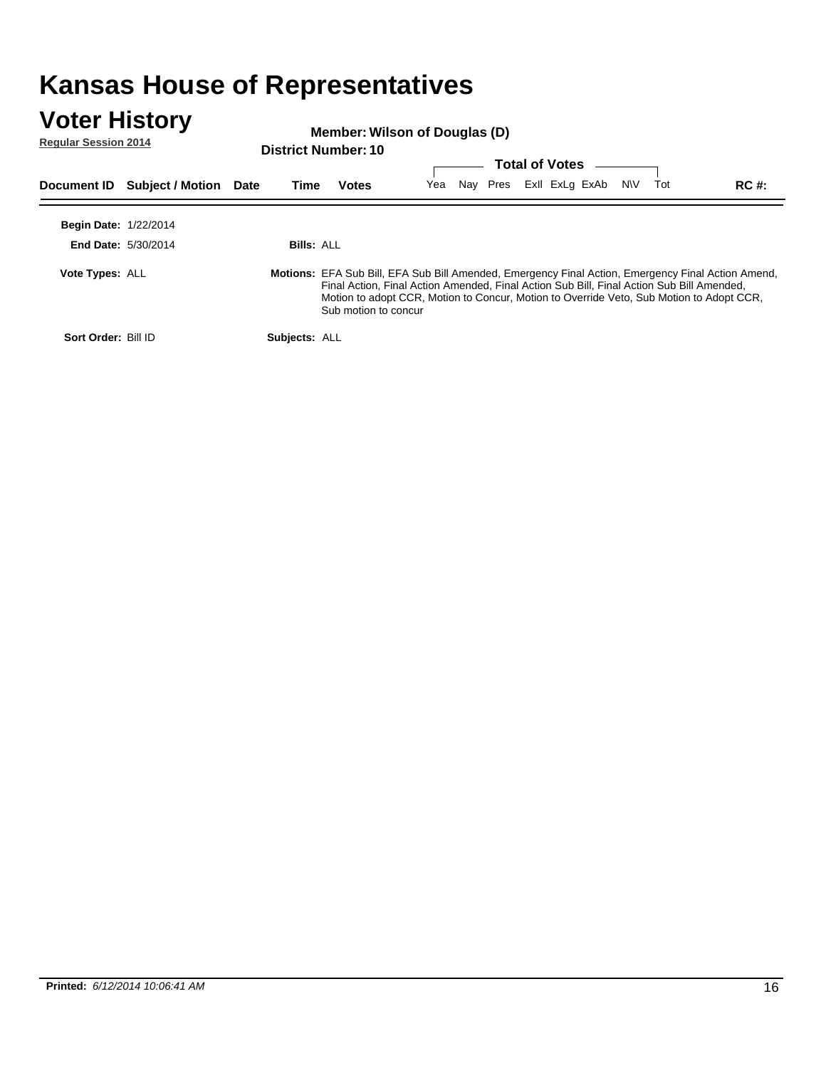# Kansas House of Representatives

## Voter History

**Regular Session 2014**

**Member: Wilson of Douglas (D)**

**District Number: 10**

| Document ID | Subject / Motion | Date | Time | Votes | Yea | Nay | Pres | ExII | ExLg | ExAb | N\V | Tot | RC #: |
|---|---|---|---|---|---|---|---|---|---|---|---|---|---|

**Begin Date:** 1/22/2014

**End Date:** 5/30/2014

**Bills:** ALL

**Vote Types:** ALL

**Motions:** EFA Sub Bill, EFA Sub Bill Amended, Emergency Final Action, Emergency Final Action Amend, Final Action, Final Action Amended, Final Action Sub Bill, Final Action Sub Bill Amended, Motion to adopt CCR, Motion to Concur, Motion to Override Veto, Sub Motion to Adopt CCR, Sub motion to concur

**Sort Order:** Bill ID

**Subjects:** ALL

**Printed:** *6/12/2014 10:06:41 AM*